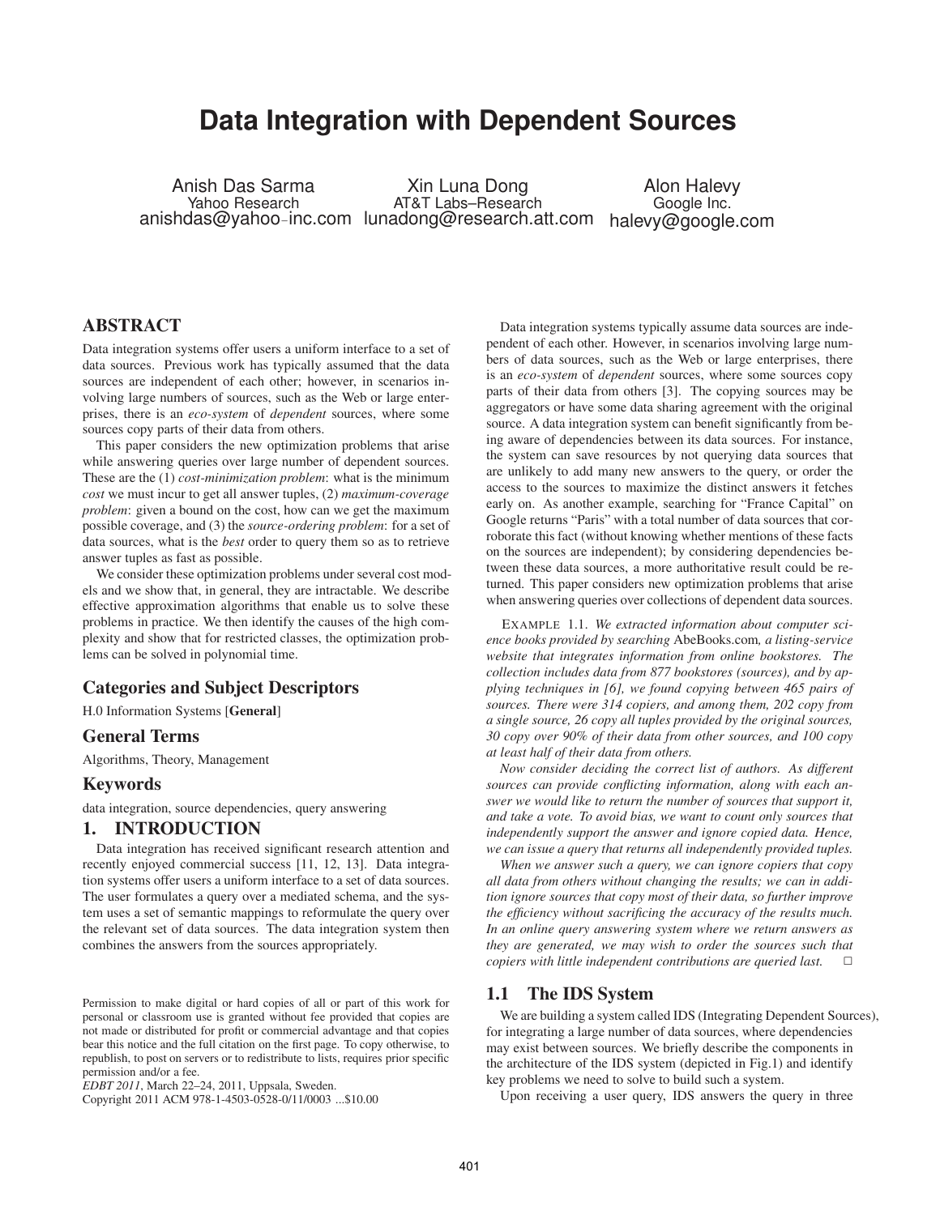# Data Integration with Dependent Sources

Anish Das Sarma
Yahoo Research
anishdas@yahoo-inc.com

Xin Luna Dong
AT&T Labs–Research
lunadong@research.att.com

Alon Halevy
Google Inc.
halevy@google.com

## ABSTRACT

Data integration systems offer users a uniform interface to a set of data sources. Previous work has typically assumed that the data sources are independent of each other; however, in scenarios involving large numbers of sources, such as the Web or large enterprises, there is an *eco-system* of *dependent* sources, where some sources copy parts of their data from others.

This paper considers the new optimization problems that arise while answering queries over large number of dependent sources. These are the (1) *cost-minimization problem*: what is the minimum *cost* we must incur to get all answer tuples, (2) *maximum-coverage problem*: given a bound on the cost, how can we get the maximum possible coverage, and (3) the *source-ordering problem*: for a set of data sources, what is the *best* order to query them so as to retrieve answer tuples as fast as possible.

We consider these optimization problems under several cost models and we show that, in general, they are intractable. We describe effective approximation algorithms that enable us to solve these problems in practice. We then identify the causes of the high complexity and show that for restricted classes, the optimization problems can be solved in polynomial time.

### Categories and Subject Descriptors

H.0 Information Systems [**General**]

### General Terms

Algorithms, Theory, Management

### Keywords

data integration, source dependencies, query answering

## 1. INTRODUCTION

Data integration has received significant research attention and recently enjoyed commercial success [11, 12, 13]. Data integration systems offer users a uniform interface to a set of data sources. The user formulates a query over a mediated schema, and the system uses a set of semantic mappings to reformulate the query over the relevant set of data sources. The data integration system then combines the answers from the sources appropriately.

Permission to make digital or hard copies of all or part of this work for personal or classroom use is granted without fee provided that copies are not made or distributed for profit or commercial advantage and that copies bear this notice and the full citation on the first page. To copy otherwise, to republish, to post on servers or to redistribute to lists, requires prior specific permission and/or a fee.
*EDBT 2011*, March 22–24, 2011, Uppsala, Sweden.
Copyright 2011 ACM 978-1-4503-0528-0/11/0003 ...$10.00

Data integration systems typically assume data sources are independent of each other. However, in scenarios involving large numbers of data sources, such as the Web or large enterprises, there is an *eco-system* of *dependent* sources, where some sources copy parts of their data from others [3]. The copying sources may be aggregators or have some data sharing agreement with the original source. A data integration system can benefit significantly from being aware of dependencies between its data sources. For instance, the system can save resources by not querying data sources that are unlikely to add many new answers to the query, or order the access to the sources to maximize the distinct answers it fetches early on. As another example, searching for "France Capital" on Google returns "Paris" with a total number of data sources that corroborate this fact (without knowing whether mentions of these facts on the sources are independent); by considering dependencies between these data sources, a more authoritative result could be returned. This paper considers new optimization problems that arise when answering queries over collections of dependent data sources.

EXAMPLE 1.1. *We extracted information about computer science books provided by searching* AbeBooks.com*, a listing-service website that integrates information from online bookstores. The collection includes data from 877 bookstores (sources), and by applying techniques in [6], we found copying between 465 pairs of sources. There were 314 copiers, and among them, 202 copy from a single source, 26 copy all tuples provided by the original sources, 30 copy over 90% of their data from other sources, and 100 copy at least half of their data from others.*

*Now consider deciding the correct list of authors. As different sources can provide conflicting information, along with each answer we would like to return the number of sources that support it, and take a vote. To avoid bias, we want to count only sources that independently support the answer and ignore copied data. Hence, we can issue a query that returns all independently provided tuples.*

*When we answer such a query, we can ignore copiers that copy all data from others without changing the results; we can in addition ignore sources that copy most of their data, so further improve the efficiency without sacrificing the accuracy of the results much. In an online query answering system where we return answers as they are generated, we may wish to order the sources such that copiers with little independent contributions are queried last.* □

### 1.1 The IDS System

We are building a system called IDS (Integrating Dependent Sources), for integrating a large number of data sources, where dependencies may exist between sources. We briefly describe the components in the architecture of the IDS system (depicted in Fig.1) and identify key problems we need to solve to build such a system.

Upon receiving a user query, IDS answers the query in three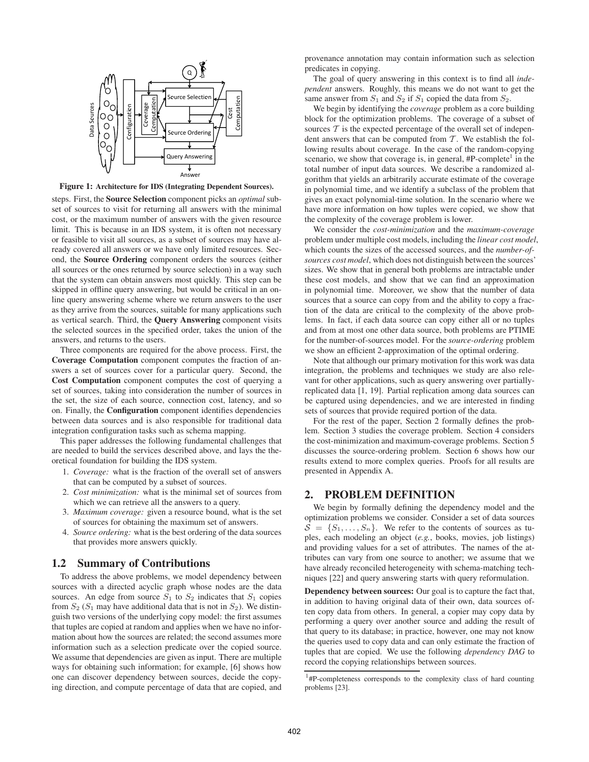Data Sources

Configuration

Coverage Computation

Source Selection

Source Ordering

Query Answering

Cost Computation

Q

Answer

**Figure 1: Architecture for IDS (Integrating Dependent Sources).**

steps. First, the **Source Selection** component picks an *optimal* subset of sources to visit for returning all answers with the minimal cost, or the maximum number of answers with the given resource limit. This is because in an IDS system, it is often not necessary or feasible to visit all sources, as a subset of sources may have already covered all answers or we have only limited resources. Second, the **Source Ordering** component orders the sources (either all sources or the ones returned by source selection) in a way such that the system can obtain answers most quickly. This step can be skipped in offline query answering, but would be critical in an online query answering scheme where we return answers to the user as they arrive from the sources, suitable for many applications such as vertical search. Third, the **Query Answering** component visits the selected sources in the specified order, takes the union of the answers, and returns to the users.

Three components are required for the above process. First, the **Coverage Computation** component computes the fraction of answers a set of sources cover for a particular query. Second, the **Cost Computation** component computes the cost of querying a set of sources, taking into consideration the number of sources in the set, the size of each source, connection cost, latency, and so on. Finally, the **Configuration** component identifies dependencies between data sources and is also responsible for traditional data integration configuration tasks such as schema mapping.

This paper addresses the following fundamental challenges that are needed to build the services described above, and lays the theoretical foundation for building the IDS system.

1. *Coverage:* what is the fraction of the overall set of answers that can be computed by a subset of sources.
2. *Cost minimization:* what is the minimal set of sources from which we can retrieve all the answers to a query.
3. *Maximum coverage:* given a resource bound, what is the set of sources for obtaining the maximum set of answers.
4. *Source ordering:* what is the best ordering of the data sources that provides more answers quickly.

## 1.2 Summary of Contributions

To address the above problems, we model dependency between sources with a directed acyclic graph whose nodes are the data sources. An edge from source $S_1$ to $S_2$ indicates that $S_1$ copies from $S_2$ ($S_1$ may have additional data that is not in $S_2$). We distinguish two versions of the underlying copy model: the first assumes that tuples are copied at random and applies when we have no information about how the sources are related; the second assumes more information such as a selection predicate over the copied source. We assume that dependencies are given as input. There are multiple ways for obtaining such information; for example, [6] shows how one can discover dependency between sources, decide the copying direction, and compute percentage of data that are copied, and provenance annotation may contain information such as selection predicates in copying.

The goal of query answering in this context is to find all *independent* answers. Roughly, this means we do not want to get the same answer from $S_1$ and $S_2$ if $S_1$ copied the data from $S_2$.

We begin by identifying the *coverage* problem as a core building block for the optimization problems. The coverage of a subset of sources $\mathcal{T}$ is the expected percentage of the overall set of independent answers that can be computed from $\mathcal{T}$. We establish the following results about coverage. In the case of the random-copying scenario, we show that coverage is, in general, #P-complete[1] in the total number of input data sources. We describe a randomized algorithm that yields an arbitrarily accurate estimate of the coverage in polynomial time, and we identify a subclass of the problem that gives an exact polynomial-time solution. In the scenario where we have more information on how tuples were copied, we show that the complexity of the coverage problem is lower.

We consider the *cost-minimization* and the *maximum-coverage* problem under multiple cost models, including the *linear cost model*, which counts the sizes of the accessed sources, and the *number-of-sources cost model*, which does not distinguish between the sources' sizes. We show that in general both problems are intractable under these cost models, and show that we can find an approximation in polynomial time. Moreover, we show that the number of data sources that a source can copy from and the ability to copy a fraction of the data are critical to the complexity of the above problems. In fact, if each data source can copy either all or no tuples and from at most one other data source, both problems are PTIME for the number-of-sources model. For the *source-ordering* problem we show an efficient 2-approximation of the optimal ordering.

Note that although our primary motivation for this work was data integration, the problems and techniques we study are also relevant for other applications, such as query answering over partially-replicated data [1, 19]. Partial replication among data sources can be captured using dependencies, and we are interested in finding sets of sources that provide required portion of the data.

For the rest of the paper, Section 2 formally defines the problem. Section 3 studies the coverage problem. Section 4 considers the cost-minimization and maximum-coverage problems. Section 5 discusses the source-ordering problem. Section 6 shows how our results extend to more complex queries. Proofs for all results are presented in Appendix A.

## 2. PROBLEM DEFINITION

We begin by formally defining the dependency model and the optimization problems we consider. Consider a set of data sources $\mathcal{S} = \{S_1, \ldots, S_n\}$. We refer to the contents of sources as tuples, each modeling an object (*e.g.*, books, movies, job listings) and providing values for a set of attributes. The names of the attributes can vary from one source to another; we assume that we have already reconciled heterogeneity with schema-matching techniques [22] and query answering starts with query reformulation.

**Dependency between sources:** Our goal is to capture the fact that, in addition to having original data of their own, data sources often copy data from others. In general, a copier may copy data by performing a query over another source and adding the result of that query to its database; in practice, however, one may not know the queries used to copy data and can only estimate the fraction of tuples that are copied. We use the following *dependency DAG* to record the copying relationships between sources.

[1] #P-completeness corresponds to the complexity class of hard counting problems [23].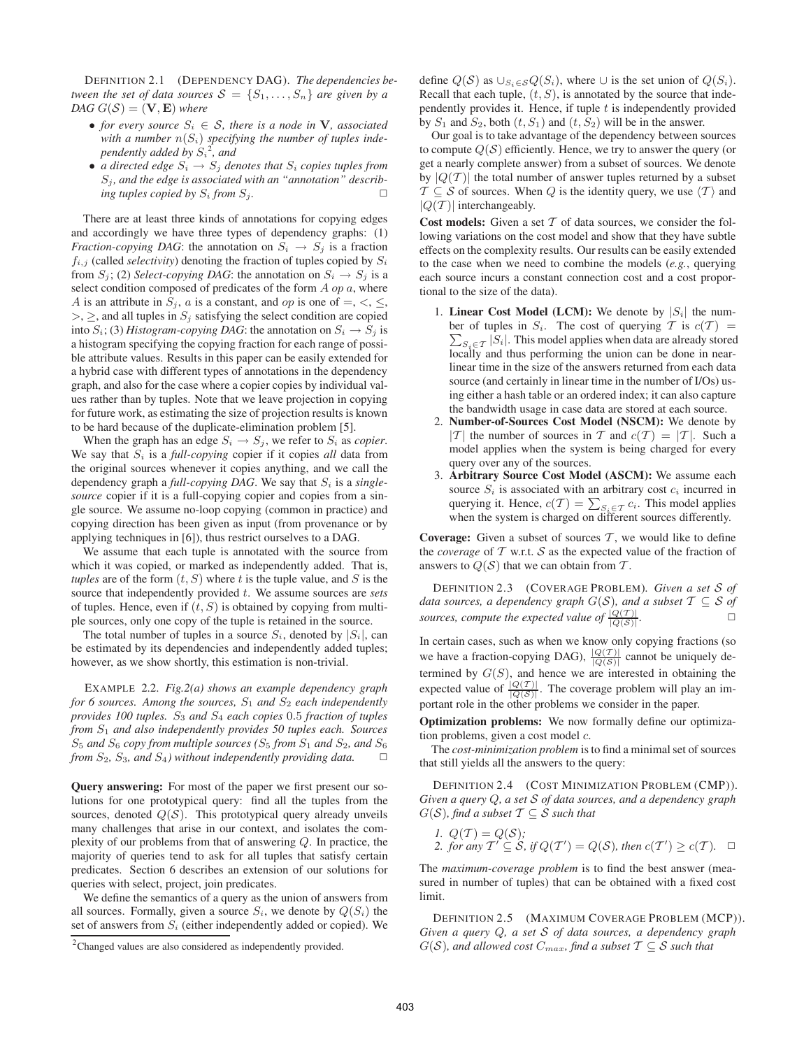DEFINITION 2.1 (DEPENDENCY DAG). *The dependencies between the set of data sources $\mathcal{S} = \{S_1, \ldots, S_n\}$ are given by a DAG $G(\mathcal{S}) = (\mathbf{V}, \mathbf{E})$ where*

- *for every source $S_i \in \mathcal{S}$, there is a node in $\mathbf{V}$, associated with a number $n(S_i)$ specifying the number of tuples independently added by $S_i$[2], and*
- *a directed edge $S_i \rightarrow S_j$ denotes that $S_i$ copies tuples from $S_j$, and the edge is associated with an "annotation" describing tuples copied by $S_i$ from $S_j$.* □

There are at least three kinds of annotations for copying edges and accordingly we have three types of dependency graphs: (1) *Fraction-copying DAG*: the annotation on $S_i \rightarrow S_j$ is a fraction $f_{i,j}$ (called *selectivity*) denoting the fraction of tuples copied by $S_i$ from $S_j$; (2) *Select-copying DAG*: the annotation on $S_i \rightarrow S_j$ is a select condition composed of predicates of the form $A$ *op* $a$, where $A$ is an attribute in $S_j$, $a$ is a constant, and *op* is one of $=, <, \leq, >, \geq$, and all tuples in $S_j$ satisfying the select condition are copied into $S_i$; (3) *Histogram-copying DAG*: the annotation on $S_i \rightarrow S_j$ is a histogram specifying the copying fraction for each range of possible attribute values. Results in this paper can be easily extended for a hybrid case with different types of annotations in the dependency graph, and also for the case where a copier copies by individual values rather than by tuples. Note that we leave projection in copying for future work, as estimating the size of projection results is known to be hard because of the duplicate-elimination problem [5].

When the graph has an edge $S_i \rightarrow S_j$, we refer to $S_i$ as *copier*. We say that $S_i$ is a *full-copying* copier if it copies *all* data from the original sources whenever it copies anything, and we call the dependency graph a *full-copying DAG*. We say that $S_i$ is a *single-source* copier if it is a full-copying copier and copies from a single source. We assume no-loop copying (common in practice) and copying direction has been given as input (from provenance or by applying techniques in [6]), thus restrict ourselves to a DAG.

We assume that each tuple is annotated with the source from which it was copied, or marked as independently added. That is, *tuples* are of the form $(t, S)$ where $t$ is the tuple value, and $S$ is the source that independently provided $t$. We assume sources are *sets* of tuples. Hence, even if $(t, S)$ is obtained by copying from multiple sources, only one copy of the tuple is retained in the source.

The total number of tuples in a source $S_i$, denoted by $|S_i|$, can be estimated by its dependencies and independently added tuples; however, as we show shortly, this estimation is non-trivial.

EXAMPLE 2.2. *Fig.2(a) shows an example dependency graph for 6 sources. Among the sources, $S_1$ and $S_2$ each independently provides 100 tuples. $S_3$ and $S_4$ each copies 0.5 fraction of tuples from $S_1$ and also independently provides 50 tuples each. Sources $S_5$ and $S_6$ copy from multiple sources ($S_5$ from $S_1$ and $S_2$, and $S_6$ from $S_2$, $S_3$, and $S_4$) without independently providing data.* □

**Query answering:** For most of the paper we first present our solutions for one prototypical query: find all the tuples from the sources, denoted $Q(\mathcal{S})$. This prototypical query already unveils many challenges that arise in our context, and isolates the complexity of our problems from that of answering $Q$. In practice, the majority of queries tend to ask for all tuples that satisfy certain predicates. Section 6 describes an extension of our solutions for queries with select, project, join predicates.

We define the semantics of a query as the union of answers from all sources. Formally, given a source $S_i$, we denote by $Q(S_i)$ the set of answers from $S_i$ (either independently added or copied). We define $Q(\mathcal{S})$ as $\cup_{S_i \in \mathcal{S}} Q(S_i)$, where $\cup$ is the set union of $Q(S_i)$. Recall that each tuple, $(t, S)$, is annotated by the source that independently provides it. Hence, if tuple $t$ is independently provided by $S_1$ and $S_2$, both $(t, S_1)$ and $(t, S_2)$ will be in the answer.

Our goal is to take advantage of the dependency between sources to compute $Q(\mathcal{S})$ efficiently. Hence, we try to answer the query (or get a nearly complete answer) from a subset of sources. We denote by $|Q(\mathcal{T})|$ the total number of answer tuples returned by a subset $\mathcal{T} \subseteq \mathcal{S}$ of sources. When $Q$ is the identity query, we use $\langle \mathcal{T} \rangle$ and $|Q(\mathcal{T})|$ interchangeably.

**Cost models:** Given a set $\mathcal{T}$ of data sources, we consider the following variations on the cost model and show that they have subtle effects on the complexity results. Our results can be easily extended to the case when we need to combine the models (*e.g.*, querying each source incurs a constant connection cost and a cost proportional to the size of the data).

1. **Linear Cost Model (LCM):** We denote by $|S_i|$ the number of tuples in $S_i$. The cost of querying $\mathcal{T}$ is $c(\mathcal{T}) = \sum_{S_i \in \mathcal{T}} |S_i|$. This model applies when data are already stored locally and thus performing the union can be done in near-linear time in the size of the answers returned from each data source (and certainly in linear time in the number of I/Os) using either a hash table or an ordered index; it can also capture the bandwidth usage in case data are stored at each source.
2. **Number-of-Sources Cost Model (NSCM):** We denote by $|\mathcal{T}|$ the number of sources in $\mathcal{T}$ and $c(\mathcal{T}) = |\mathcal{T}|$. Such a model applies when the system is being charged for every query over any of the sources.
3. **Arbitrary Source Cost Model (ASCM):** We assume each source $S_i$ is associated with an arbitrary cost $c_i$ incurred in querying it. Hence, $c(\mathcal{T}) = \sum_{S_i \in \mathcal{T}} c_i$. This model applies when the system is charged on different sources differently.

**Coverage:** Given a subset of sources $\mathcal{T}$, we would like to define the *coverage* of $\mathcal{T}$ w.r.t. $\mathcal{S}$ as the expected value of the fraction of answers to $Q(\mathcal{S})$ that we can obtain from $\mathcal{T}$.

DEFINITION 2.3 (COVERAGE PROBLEM). *Given a set $\mathcal{S}$ of data sources, a dependency graph $G(\mathcal{S})$, and a subset $\mathcal{T} \subseteq \mathcal{S}$ of sources, compute the expected value of $\frac{|Q(\mathcal{T})|}{|Q(\mathcal{S})|}$.* □

In certain cases, such as when we know only copying fractions (so we have a fraction-copying DAG), $\frac{|Q(\mathcal{T})|}{|Q(\mathcal{S})|}$ cannot be uniquely determined by $G(S)$, and hence we are interested in obtaining the expected value of $\frac{|Q(\mathcal{T})|}{|Q(\mathcal{S})|}$. The coverage problem will play an important role in the other problems we consider in the paper.

**Optimization problems:** We now formally define our optimization problems, given a cost model $c$.

The *cost-minimization problem* is to find a minimal set of sources that still yields all the answers to the query:

DEFINITION 2.4 (COST MINIMIZATION PROBLEM (CMP)). *Given a query $Q$, a set $\mathcal{S}$ of data sources, and a dependency graph $G(\mathcal{S})$, find a subset $\mathcal{T} \subseteq \mathcal{S}$ such that*

1. *$Q(\mathcal{T}) = Q(\mathcal{S})$;*
2. *for any $\mathcal{T}' \subseteq \mathcal{S}$, if $Q(\mathcal{T}') = Q(\mathcal{S})$, then $c(\mathcal{T}') \geq c(\mathcal{T})$.* □

The *maximum-coverage problem* is to find the best answer (measured in number of tuples) that can be obtained with a fixed cost limit.

DEFINITION 2.5 (MAXIMUM COVERAGE PROBLEM (MCP)). *Given a query $Q$, a set $\mathcal{S}$ of data sources, a dependency graph $G(\mathcal{S})$, and allowed cost $C_{max}$, find a subset $\mathcal{T} \subseteq \mathcal{S}$ such that*

[2]Changed values are also considered as independently provided.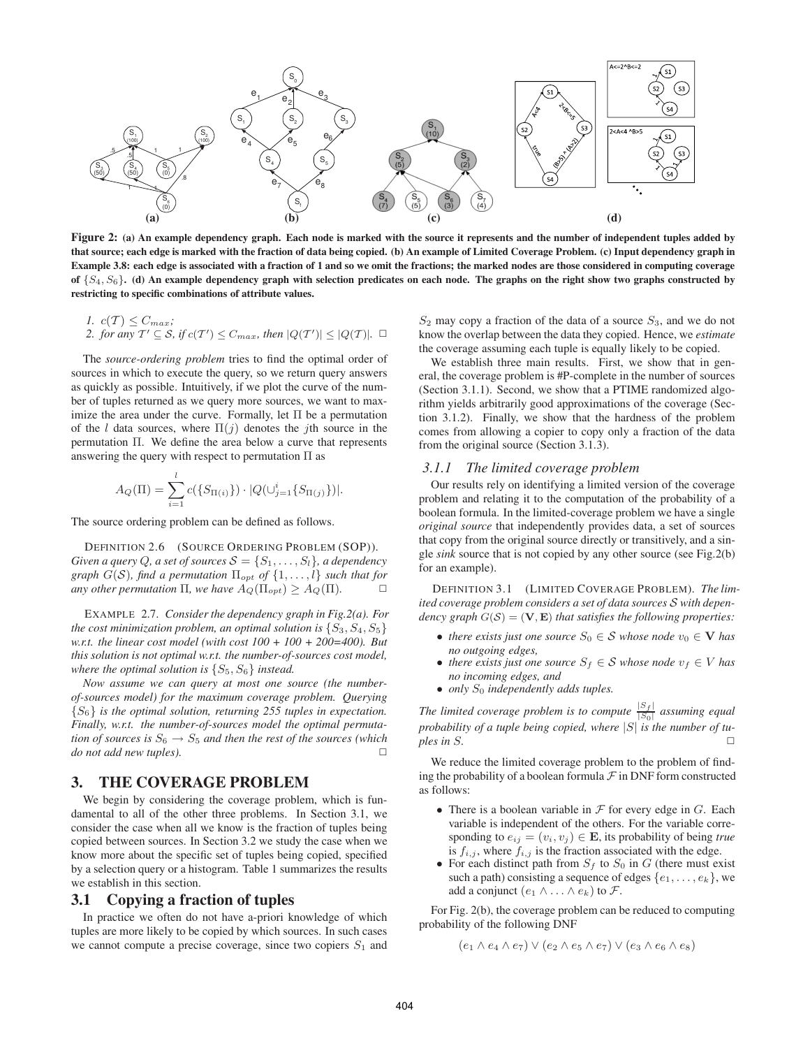**Figure 2: (a) An example dependency graph. Each node is marked with the source it represents and the number of independent tuples added by that source; each edge is marked with the fraction of data being copied. (b) An example of Limited Coverage Problem. (c) Input dependency graph in Example 3.8: each edge is associated with a fraction of 1 and so we omit the fractions; the marked nodes are those considered in computing coverage of $\{S_4, S_6\}$. (d) An example dependency graph with selection predicates on each node. The graphs on the right show two graphs constructed by restricting to specific combinations of attribute values.**

*1. $c(\mathcal{T}) \leq C_{max}$;*
*2. for any $\mathcal{T}' \subseteq \mathcal{S}$, if $c(\mathcal{T}') \leq C_{max}$, then $|Q(\mathcal{T}')| \leq |Q(\mathcal{T})|$.* □

The *source-ordering problem* tries to find the optimal order of sources in which to execute the query, so we return query answers as quickly as possible. Intuitively, if we plot the curve of the number of tuples returned as we query more sources, we want to maximize the area under the curve. Formally, let $\Pi$ be a permutation of the $l$ data sources, where $\Pi(j)$ denotes the $j$th source in the permutation $\Pi$. We define the area below a curve that represents answering the query with respect to permutation $\Pi$ as

$$A_Q(\Pi) = \sum_{i=1}^{l} c(\{S_{\Pi(i)}\}) \cdot |Q(\cup_{j=1}^{i}\{S_{\Pi(j)}\})|.$$

The source ordering problem can be defined as follows.

DEFINITION 2.6 (SOURCE ORDERING PROBLEM (SOP)). *Given a query $Q$, a set of sources $\mathcal{S} = \{S_1, \ldots, S_l\}$, a dependency graph $G(\mathcal{S})$, find a permutation $\Pi_{opt}$ of $\{1, \ldots, l\}$ such that for any other permutation $\Pi$, we have $A_Q(\Pi_{opt}) \geq A_Q(\Pi)$.* □

EXAMPLE 2.7. *Consider the dependency graph in Fig.2(a). For the cost minimization problem, an optimal solution is $\{S_3, S_4, S_5\}$ w.r.t. the linear cost model (with cost 100 + 100 + 200=400). But this solution is not optimal w.r.t. the number-of-sources cost model, where the optimal solution is $\{S_5, S_6\}$ instead.*

*Now assume we can query at most one source (the number-of-sources model) for the maximum coverage problem. Querying $\{S_6\}$ is the optimal solution, returning 255 tuples in expectation. Finally, w.r.t. the number-of-sources model the optimal permutation of sources is $S_6 \rightarrow S_5$ and then the rest of the sources (which do not add new tuples).* □

## 3. THE COVERAGE PROBLEM

We begin by considering the coverage problem, which is fundamental to all of the other three problems. In Section 3.1, we consider the case when all we know is the fraction of tuples being copied between sources. In Section 3.2 we study the case when we know more about the specific set of tuples being copied, specified by a selection query or a histogram. Table 1 summarizes the results we establish in this section.

### 3.1 Copying a fraction of tuples

In practice we often do not have a-priori knowledge of which tuples are more likely to be copied by which sources. In such cases we cannot compute a precise coverage, since two copiers $S_1$ and $S_2$ may copy a fraction of the data of a source $S_3$, and we do not know the overlap between the data they copied. Hence, we *estimate* the coverage assuming each tuple is equally likely to be copied.

We establish three main results. First, we show that in general, the coverage problem is #P-complete in the number of sources (Section 3.1.1). Second, we show that a PTIME randomized algorithm yields arbitrarily good approximations of the coverage (Section 3.1.2). Finally, we show that the hardness of the problem comes from allowing a copier to copy only a fraction of the data from the original source (Section 3.1.3).

#### 3.1.1 The limited coverage problem

Our results rely on identifying a limited version of the coverage problem and relating it to the computation of the probability of a boolean formula. In the limited-coverage problem we have a single *original source* that independently provides data, a set of sources that copy from the original source directly or transitively, and a single *sink* source that is not copied by any other source (see Fig.2(b) for an example).

DEFINITION 3.1 (LIMITED COVERAGE PROBLEM). *The limited coverage problem considers a set of data sources $\mathcal{S}$ with dependency graph $G(\mathcal{S}) = (\mathbf{V}, \mathbf{E})$ that satisfies the following properties:*

- *there exists just one source $S_0 \in \mathcal{S}$ whose node $v_0 \in \mathbf{V}$ has no outgoing edges,*
- *there exists just one source $S_f \in \mathcal{S}$ whose node $v_f \in V$ has no incoming edges, and*
- *only $S_0$ independently adds tuples.*

*The limited coverage problem is to compute $\frac{|S_f|}{|S_0|}$ assuming equal probability of a tuple being copied, where $|S|$ is the number of tuples in $S$.* □

We reduce the limited coverage problem to the problem of finding the probability of a boolean formula $\mathcal{F}$ in DNF form constructed as follows:

- There is a boolean variable in $\mathcal{F}$ for every edge in $G$. Each variable is independent of the others. For the variable corresponding to $e_{ij} = (v_i, v_j) \in \mathbf{E}$, its probability of being *true* is $f_{i,j}$, where $f_{i,j}$ is the fraction associated with the edge.
- For each distinct path from $S_f$ to $S_0$ in $G$ (there must exist such a path) consisting a sequence of edges $\{e_1, \ldots, e_k\}$, we add a conjunct $(e_1 \wedge \ldots \wedge e_k)$ to $\mathcal{F}$.

For Fig. 2(b), the coverage problem can be reduced to computing probability of the following DNF

$$(e_1 \wedge e_4 \wedge e_7) \vee (e_2 \wedge e_5 \wedge e_7) \vee (e_3 \wedge e_6 \wedge e_8)$$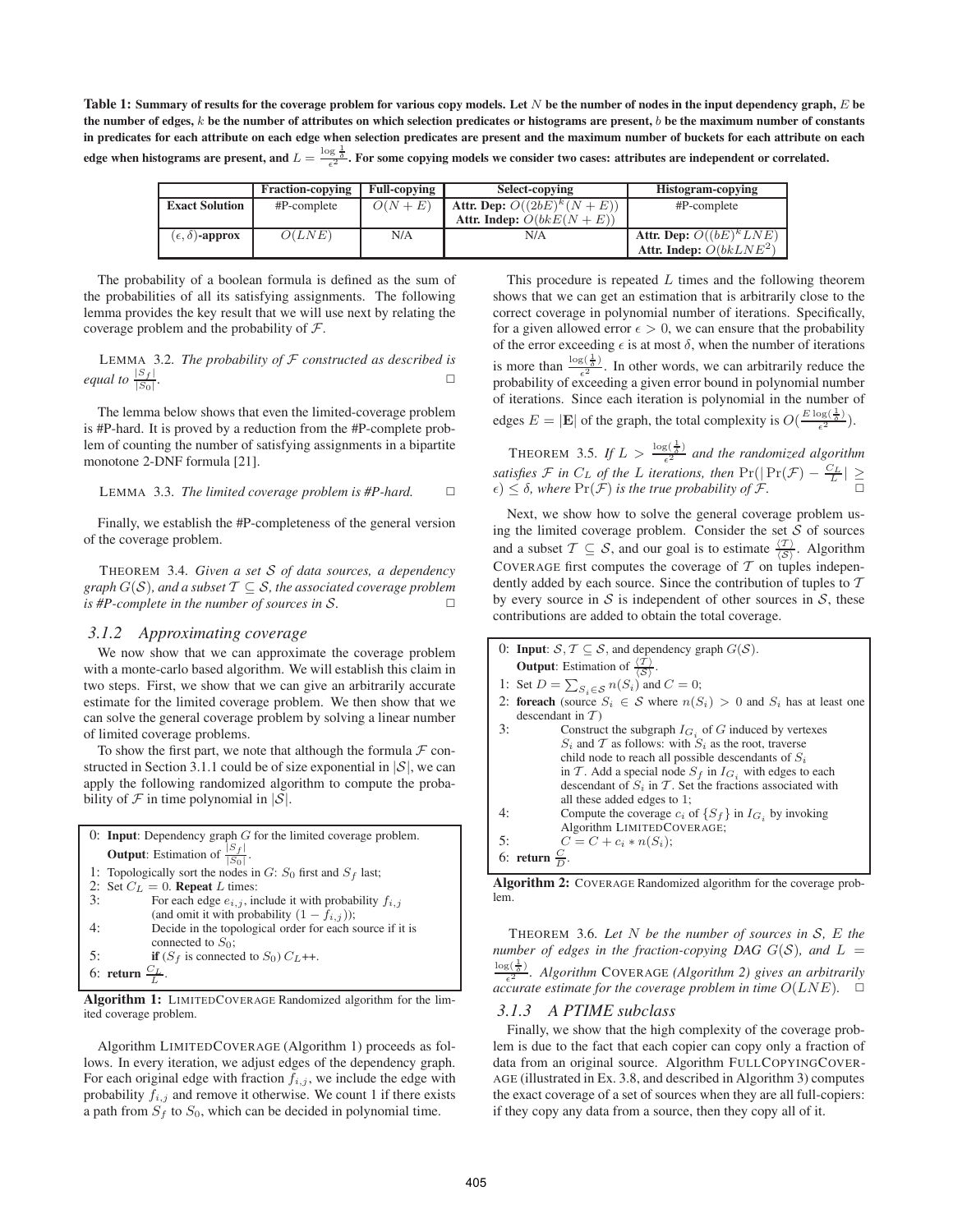**Table 1: Summary of results for the coverage problem for various copy models. Let $N$ be the number of nodes in the input dependency graph, $E$ be the number of edges, $k$ be the number of attributes on which selection predicates or histograms are present, $b$ be the maximum number of constants in predicates for each attribute on each edge when selection predicates are present and the maximum number of buckets for each attribute on each edge when histograms are present, and $L = \frac{\log \frac{1}{\delta}}{\epsilon^2}$. For some copying models we consider two cases: attributes are independent or correlated.**

| | Fraction-copying | Full-copying | Select-copying | Histogram-copying |
|---|---|---|---|---|
| **Exact Solution** | #P-complete | $O(N+E)$ | **Attr. Dep:** $O((2bE)^k(N+E))$ **Attr. Indep:** $O(bkE(N+E))$ | #P-complete |
| **$(\epsilon,\delta)$-approx** | $O(LNE)$ | N/A | N/A | **Attr. Dep:** $O((bE)^k LNE)$ **Attr. Indep:** $O(bkLNE^2)$ |

The probability of a boolean formula is defined as the sum of the probabilities of all its satisfying assignments. The following lemma provides the key result that we will use next by relating the coverage problem and the probability of $\mathcal{F}$.

LEMMA 3.2. *The probability of $\mathcal{F}$ constructed as described is equal to $\frac{|S_f|}{|S_0|}$.* □

The lemma below shows that even the limited-coverage problem is #P-hard. It is proved by a reduction from the #P-complete problem of counting the number of satisfying assignments in a bipartite monotone 2-DNF formula [21].

LEMMA 3.3. *The limited coverage problem is #P-hard.* □

Finally, we establish the #P-completeness of the general version of the coverage problem.

THEOREM 3.4. *Given a set $\mathcal{S}$ of data sources, a dependency graph $G(\mathcal{S})$, and a subset $\mathcal{T} \subseteq \mathcal{S}$, the associated coverage problem is #P-complete in the number of sources in $\mathcal{S}$.* □

### 3.1.2 Approximating coverage

We now show that we can approximate the coverage problem with a monte-carlo based algorithm. We will establish this claim in two steps. First, we show that we can give an arbitrarily accurate estimate for the limited coverage problem. We then show that we can solve the general coverage problem by solving a linear number of limited coverage problems.

To show the first part, we note that although the formula $\mathcal{F}$ constructed in Section 3.1.1 could be of size exponential in $|\mathcal{S}|$, we can apply the following randomized algorithm to compute the probability of $\mathcal{F}$ in time polynomial in $|\mathcal{S}|$.

```
0: Input: Dependency graph G for the limited coverage problem.
   Output: Estimation of |S_f| / |S_0|.
1: Topologically sort the nodes in G: S_0 first and S_f last;
2: Set C_L = 0. Repeat L times:
3:      For each edge e_{i,j}, include it with probability f_{i,j}
        (and omit it with probability (1 - f_{i,j}));
4:      Decide in the topological order for each source if it is
        connected to S_0;
5:      if (S_f is connected to S_0) C_L++.
6: return C_L / L.
```

**Algorithm 1:** LIMITEDCOVERAGE Randomized algorithm for the limited coverage problem.

Algorithm LIMITEDCOVERAGE (Algorithm 1) proceeds as follows. In every iteration, we adjust edges of the dependency graph. For each original edge with fraction $f_{i,j}$, we include the edge with probability $f_{i,j}$ and remove it otherwise. We count 1 if there exists a path from $S_f$ to $S_0$, which can be decided in polynomial time.

This procedure is repeated $L$ times and the following theorem shows that we can get an estimation that is arbitrarily close to the correct coverage in polynomial number of iterations. Specifically, for a given allowed error $\epsilon > 0$, we can ensure that the probability of the error exceeding $\epsilon$ is at most $\delta$, when the number of iterations is more than $\frac{\log(\frac{1}{\delta})}{\epsilon^2}$. In other words, we can arbitrarily reduce the probability of exceeding a given error bound in polynomial number of iterations. Since each iteration is polynomial in the number of edges $E = |\mathbf{E}|$ of the graph, the total complexity is $O(\frac{E\log(\frac{1}{\delta})}{\epsilon^2})$.

THEOREM 3.5. *If $L > \frac{\log(\frac{1}{\delta})}{\epsilon^2}$ and the randomized algorithm satisfies $\mathcal{F}$ in $C_L$ of the $L$ iterations, then $\Pr(|\Pr(\mathcal{F}) - \frac{C_L}{L}| \geq \epsilon) \leq \delta$, where $\Pr(\mathcal{F})$ is the true probability of $\mathcal{F}$.* □

Next, we show how to solve the general coverage problem using the limited coverage problem. Consider the set $\mathcal{S}$ of sources and a subset $\mathcal{T} \subseteq \mathcal{S}$, and our goal is to estimate $\frac{\langle\mathcal{T}\rangle}{\langle\mathcal{S}\rangle}$. Algorithm COVERAGE first computes the coverage of $\mathcal{T}$ on tuples independently added by each source. Since the contribution of tuples to $\mathcal{T}$ by every source in $\mathcal{S}$ is independent of other sources in $\mathcal{S}$, these contributions are added to obtain the total coverage.

```
0: Input: S, T ⊆ S, and dependency graph G(S).
   Output: Estimation of <T>/<S>.
1: Set D = Σ_{S_i ∈ S} n(S_i) and C = 0;
2: foreach (source S_i ∈ S where n(S_i) > 0 and S_i has at least one
   descendant in T)
3:      Construct the subgraph I_{G_i} of G induced by vertexes
        S_i and T as follows: with S_i as the root, traverse
        child node to reach all possible descendants of S_i
        in T. Add a special node S_f in I_{G_i} with edges to each
        descendant of S_i in T. Set the fractions associated with
        all these added edges to 1;
4:      Compute the coverage c_i of {S_f} in I_{G_i} by invoking
        Algorithm LIMITEDCOVERAGE;
5:      C = C + c_i * n(S_i);
6: return C/D.
```

**Algorithm 2:** COVERAGE Randomized algorithm for the coverage problem.

THEOREM 3.6. *Let $N$ be the number of sources in $\mathcal{S}$, $E$ the number of edges in the fraction-copying DAG $G(\mathcal{S})$, and $L = \frac{\log(\frac{1}{\delta})}{\epsilon^2}$. Algorithm* COVERAGE *(Algorithm 2) gives an arbitrarily accurate estimate for the coverage problem in time $O(LNE)$.* □

### 3.1.3 A PTIME subclass

Finally, we show that the high complexity of the coverage problem is due to the fact that each copier can copy only a fraction of data from an original source. Algorithm FULLCOPYINGCOVERAGE (illustrated in Ex. 3.8, and described in Algorithm 3) computes the exact coverage of a set of sources when they are all full-copiers: if they copy any data from a source, then they copy all of it.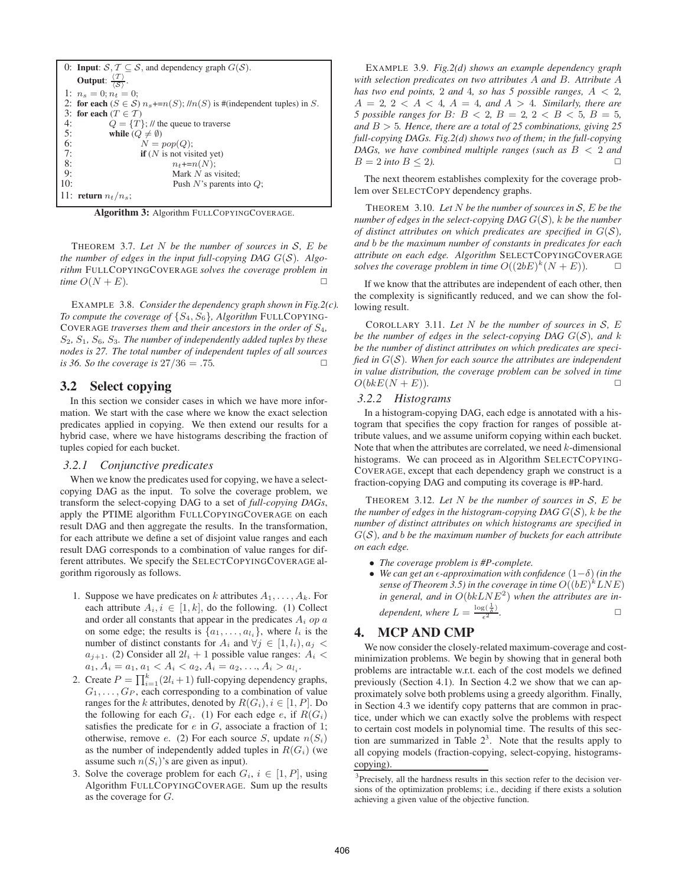```
0: Input: S, T ⊆ S, and dependency graph G(S).
   Output: ⟨T⟩/⟨S⟩.
1: n_s = 0; n_t = 0;
2: for each (S ∈ S) n_s+=n(S); //n(S) is #(independent tuples) in S.
3: for each (T ∈ T)
4:     Q = {T}; // the queue to traverse
5:     while (Q ≠ ∅)
6:         N = pop(Q);
7:         if (N is not visited yet)
8:             n_t+=n(N);
9:             Mark N as visited;
10:            Push N's parents into Q;
11: return n_t/n_s;
```

**Algorithm 3:** Algorithm FULLCOPYINGCOVERAGE.

THEOREM 3.7. *Let $N$ be the number of sources in $\mathcal{S}$, $E$ be the number of edges in the input full-copying DAG $G(\mathcal{S})$. Algorithm* FULLCOPYINGCOVERAGE *solves the coverage problem in time $O(N + E)$.* □

EXAMPLE 3.8. *Consider the dependency graph shown in Fig.2(c). To compute the coverage of $\{S_4, S_6\}$, Algorithm* FULLCOPYINGCOVERAGE *traverses them and their ancestors in the order of $S_4$, $S_2$, $S_1$, $S_6$, $S_3$. The number of independently added tuples by these nodes is 27. The total number of independent tuples of all sources is 36. So the coverage is $27/36 = .75$.* □

## 3.2 Select copying

In this section we consider cases in which we have more information. We start with the case where we know the exact selection predicates applied in copying. We then extend our results for a hybrid case, where we have histograms describing the fraction of tuples copied for each bucket.

### 3.2.1 Conjunctive predicates

When we know the predicates used for copying, we have a select-copying DAG as the input. To solve the coverage problem, we transform the select-copying DAG to a set of *full-copying DAGs*, apply the PTIME algorithm FULLCOPYINGCOVERAGE on each result DAG and then aggregate the results. In the transformation, for each attribute we define a set of disjoint value ranges and each result DAG corresponds to a combination of value ranges for different attributes. We specify the SELECTCOPYINGCOVERAGE algorithm rigorously as follows.

1. Suppose we have predicates on $k$ attributes $A_1, \ldots, A_k$. For each attribute $A_i, i \in [1, k]$, do the following. (1) Collect and order all constants that appear in the predicates $A_i$ *op* $a$ on some edge; the results is $\{a_1, \ldots, a_{l_i}\}$, where $l_i$ is the number of distinct constants for $A_i$ and $\forall j \in [1, l_i), a_j < a_{j+1}$. (2) Consider all $2l_i + 1$ possible value ranges: $A_i < a_1, A_i = a_1, a_1 < A_i < a_2, A_i = a_2, \ldots, A_i > a_{l_i}$.
2. Create $P = \prod_{i=1}^{k}(2l_i + 1)$ full-copying dependency graphs, $G_1, \ldots, G_P$, each corresponding to a combination of value ranges for the $k$ attributes, denoted by $R(G_i), i \in [1, P]$. Do the following for each $G_i$. (1) For each edge $e$, if $R(G_i)$ satisfies the predicate for $e$ in $G$, associate a fraction of 1; otherwise, remove $e$. (2) For each source $S$, update $n(S_i)$ as the number of independently added tuples in $R(G_i)$ (we assume such $n(S_i)$'s are given as input).
3. Solve the coverage problem for each $G_i, i \in [1, P]$, using Algorithm FULLCOPYINGCOVERAGE. Sum up the results as the coverage for $G$.

EXAMPLE 3.9. *Fig.2(d) shows an example dependency graph with selection predicates on two attributes $A$ and $B$. Attribute $A$ has two end points, 2 and 4, so has 5 possible ranges, $A < 2$, $A = 2$, $2 < A < 4$, $A = 4$, and $A > 4$. Similarly, there are 5 possible ranges for $B$: $B < 2$, $B = 2$, $2 < B < 5$, $B = 5$, and $B > 5$. Hence, there are a total of 25 combinations, giving 25 full-copying DAGs. Fig.2(d) shows two of them; in the full-copying DAGs, we have combined multiple ranges (such as $B < 2$ and $B = 2$ into $B \leq 2$).* □

The next theorem establishes complexity for the coverage problem over SELECTCOPY dependency graphs.

THEOREM 3.10. *Let $N$ be the number of sources in $\mathcal{S}$, $E$ be the number of edges in the select-copying DAG $G(\mathcal{S})$, $k$ be the number of distinct attributes on which predicates are specified in $G(\mathcal{S})$, and $b$ be the maximum number of constants in predicates for each attribute on each edge. Algorithm* SELECTCOPYINGCOVERAGE *solves the coverage problem in time $O((2bE)^k(N + E))$.* □

If we know that the attributes are independent of each other, then the complexity is significantly reduced, and we can show the following result.

COROLLARY 3.11. *Let $N$ be the number of sources in $\mathcal{S}$, $E$ be the number of edges in the select-copying DAG $G(\mathcal{S})$, and $k$ be the number of distinct attributes on which predicates are specified in $G(\mathcal{S})$. When for each source the attributes are independent in value distribution, the coverage problem can be solved in time $O(bkE(N + E))$.* □

### 3.2.2 Histograms

In a histogram-copying DAG, each edge is annotated with a histogram that specifies the copy fraction for ranges of possible attribute values, and we assume uniform copying within each bucket. Note that when the attributes are correlated, we need $k$-dimensional histograms. We can proceed as in Algorithm SELECTCOPYINGCOVERAGE, except that each dependency graph we construct is a fraction-copying DAG and computing its coverage is #P-hard.

THEOREM 3.12. *Let $N$ be the number of sources in $\mathcal{S}$, $E$ be the number of edges in the histogram-copying DAG $G(\mathcal{S})$, $k$ be the number of distinct attributes on which histograms are specified in $G(\mathcal{S})$, and $b$ be the maximum number of buckets for each attribute on each edge.*

- *The coverage problem is #P-complete.*
- *We can get an $\epsilon$-approximation with confidence $(1-\delta)$ (in the sense of Theorem 3.5) in the coverage in time $O((bE)^k LNE)$ in general, and in $O(bkLNE^2)$ when the attributes are independent, where $L = \frac{\log(\frac{1}{\delta})}{\epsilon^2}$.* □

# 4. MCP AND CMP

We now consider the closely-related maximum-coverage and cost-minimization problems. We begin by showing that in general both problems are intractable w.r.t. each of the cost models we defined previously (Section 4.1). In Section 4.2 we show that we can approximately solve both problems using a greedy algorithm. Finally, in Section 4.3 we identify copy patterns that are common in practice, under which we can exactly solve the problems with respect to certain cost models in polynomial time. The results of this section are summarized in Table 2[3]. Note that the results apply to all copying models (fraction-copying, select-copying, histograms-copying).

[3]Precisely, all the hardness results in this section refer to the decision versions of the optimization problems; i.e., deciding if there exists a solution achieving a given value of the objective function.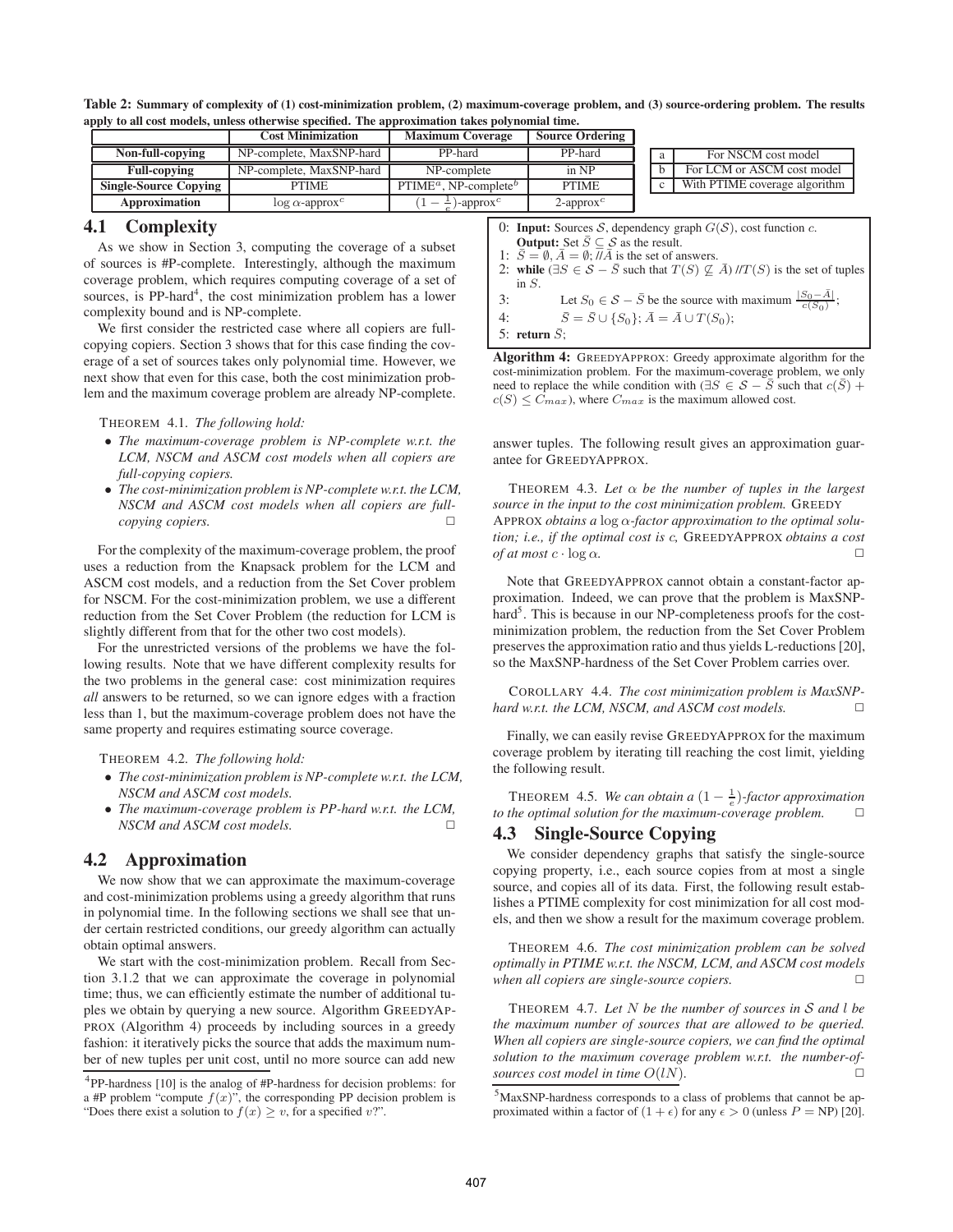**Table 2: Summary of complexity of (1) cost-minimization problem, (2) maximum-coverage problem, and (3) source-ordering problem. The results apply to all cost models, unless otherwise specified. The approximation takes polynomial time.**

| | Cost Minimization | Maximum Coverage | Source Ordering |
|---|---|---|---|
| **Non-full-copying** | NP-complete, MaxSNP-hard | PP-hard | PP-hard |
| **Full-copying** | NP-complete, MaxSNP-hard | NP-complete | in NP |
| **Single-Source Copying** | PTIME | PTIME[a], NP-complete[b] | PTIME |
| **Approximation** | $\log \alpha$-approx[c] | $(1-\frac{1}{e})$-approx[c] | 2-approx[c] |

| | |
|---|---|
| a | For NSCM cost model |
| b | For LCM or ASCM cost model |
| c | With PTIME coverage algorithm |

## 4.1 Complexity

As we show in Section 3, computing the coverage of a subset of sources is #P-complete. Interestingly, although the maximum coverage problem, which requires computing coverage of a set of sources, is PP-hard[4], the cost minimization problem has a lower complexity bound and is NP-complete.

We first consider the restricted case where all copiers are full-copying copiers. Section 3 shows that for this case finding the coverage of a set of sources takes only polynomial time. However, we next show that even for this case, both the cost minimization problem and the maximum coverage problem are already NP-complete.

THEOREM 4.1. *The following hold:*

- *The maximum-coverage problem is NP-complete w.r.t. the LCM, NSCM and ASCM cost models when all copiers are full-copying copiers.*
- *The cost-minimization problem is NP-complete w.r.t. the LCM, NSCM and ASCM cost models when all copiers are full-copying copiers.* □

For the complexity of the maximum-coverage problem, the proof uses a reduction from the Knapsack problem for the LCM and ASCM cost models, and a reduction from the Set Cover problem for NSCM. For the cost-minimization problem, we use a different reduction from the Set Cover Problem (the reduction for LCM is slightly different from that for the other two cost models).

For the unrestricted versions of the problems we have the following results. Note that we have different complexity results for the two problems in the general case: cost minimization requires *all* answers to be returned, so we can ignore edges with a fraction less than 1, but the maximum-coverage problem does not have the same property and requires estimating source coverage.

THEOREM 4.2. *The following hold:*

- *The cost-minimization problem is NP-complete w.r.t. the LCM, NSCM and ASCM cost models.*
- *The maximum-coverage problem is PP-hard w.r.t. the LCM, NSCM and ASCM cost models.* □

## 4.2 Approximation

We now show that we can approximate the maximum-coverage and cost-minimization problems using a greedy algorithm that runs in polynomial time. In the following sections we shall see that under certain restricted conditions, our greedy algorithm can actually obtain optimal answers.

We start with the cost-minimization problem. Recall from Section 3.1.2 that we can approximate the coverage in polynomial time; thus, we can efficiently estimate the number of additional tuples we obtain by querying a new source. Algorithm GREEDYAPPROX (Algorithm 4) proceeds by including sources in a greedy fashion: it iteratively picks the source that adds the maximum number of new tuples per unit cost, until no more source can add new answer tuples. The following result gives an approximation guarantee for GREEDYAPPROX.

```
0: Input: Sources S, dependency graph G(S), cost function c.
   Output: Set S̄ ⊆ S as the result.
1: S̄ = ∅, Ā = ∅; //Ā is the set of answers.
2: while (∃S ∈ S − S̄ such that T(S) ⊈ Ā) //T(S) is the set of tuples in S.
3:     Let S0 ∈ S − S̄ be the source with maximum |S0 − Ā| / c(S0);
4:     S̄ = S̄ ∪ {S0}; Ā = Ā ∪ T(S0);
5: return S̄;
```

**Algorithm 4:** GREEDYAPPROX: Greedy approximate algorithm for the cost-minimization problem. For the maximum-coverage problem, we only need to replace the while condition with ($\exists S \in \mathcal{S} - \bar{S}$ such that $c(\bar{S}) + c(S) \leq C_{max}$), where $C_{max}$ is the maximum allowed cost.

THEOREM 4.3. *Let $\alpha$ be the number of tuples in the largest source in the input to the cost minimization problem.* GREEDY APPROX *obtains a $\log \alpha$-factor approximation to the optimal solution; i.e., if the optimal cost is $c$,* GREEDYAPPROX *obtains a cost of at most $c \cdot \log \alpha$.* □

Note that GREEDYAPPROX cannot obtain a constant-factor approximation. Indeed, we can prove that the problem is MaxSNP-hard[5]. This is because in our NP-completeness proofs for the cost-minimization problem, the reduction from the Set Cover Problem preserves the approximation ratio and thus yields L-reductions [20], so the MaxSNP-hardness of the Set Cover Problem carries over.

COROLLARY 4.4. *The cost minimization problem is MaxSNP-hard w.r.t. the LCM, NSCM, and ASCM cost models.* □

Finally, we can easily revise GREEDYAPPROX for the maximum coverage problem by iterating till reaching the cost limit, yielding the following result.

THEOREM 4.5. *We can obtain a $(1-\frac{1}{e})$-factor approximation to the optimal solution for the maximum-coverage problem.* □

## 4.3 Single-Source Copying

We consider dependency graphs that satisfy the single-source copying property, i.e., each source copies from at most a single source, and copies all of its data. First, the following result establishes a PTIME complexity for cost minimization for all cost models, and then we show a result for the maximum coverage problem.

THEOREM 4.6. *The cost minimization problem can be solved optimally in PTIME w.r.t. the NSCM, LCM, and ASCM cost models when all copiers are single-source copiers.* □

THEOREM 4.7. *Let $N$ be the number of sources in $\mathcal{S}$ and $l$ be the maximum number of sources that are allowed to be queried. When all copiers are single-source copiers, we can find the optimal solution to the maximum coverage problem w.r.t. the number-of-sources cost model in time $O(lN)$.* □

---

[4] PP-hardness [10] is the analog of #P-hardness for decision problems: for a #P problem "compute $f(x)$", the corresponding PP decision problem is "Does there exist a solution to $f(x) \geq v$, for a specified $v$?".

[5] MaxSNP-hardness corresponds to a class of problems that cannot be approximated within a factor of $(1+\epsilon)$ for any $\epsilon > 0$ (unless $P = \text{NP}$) [20].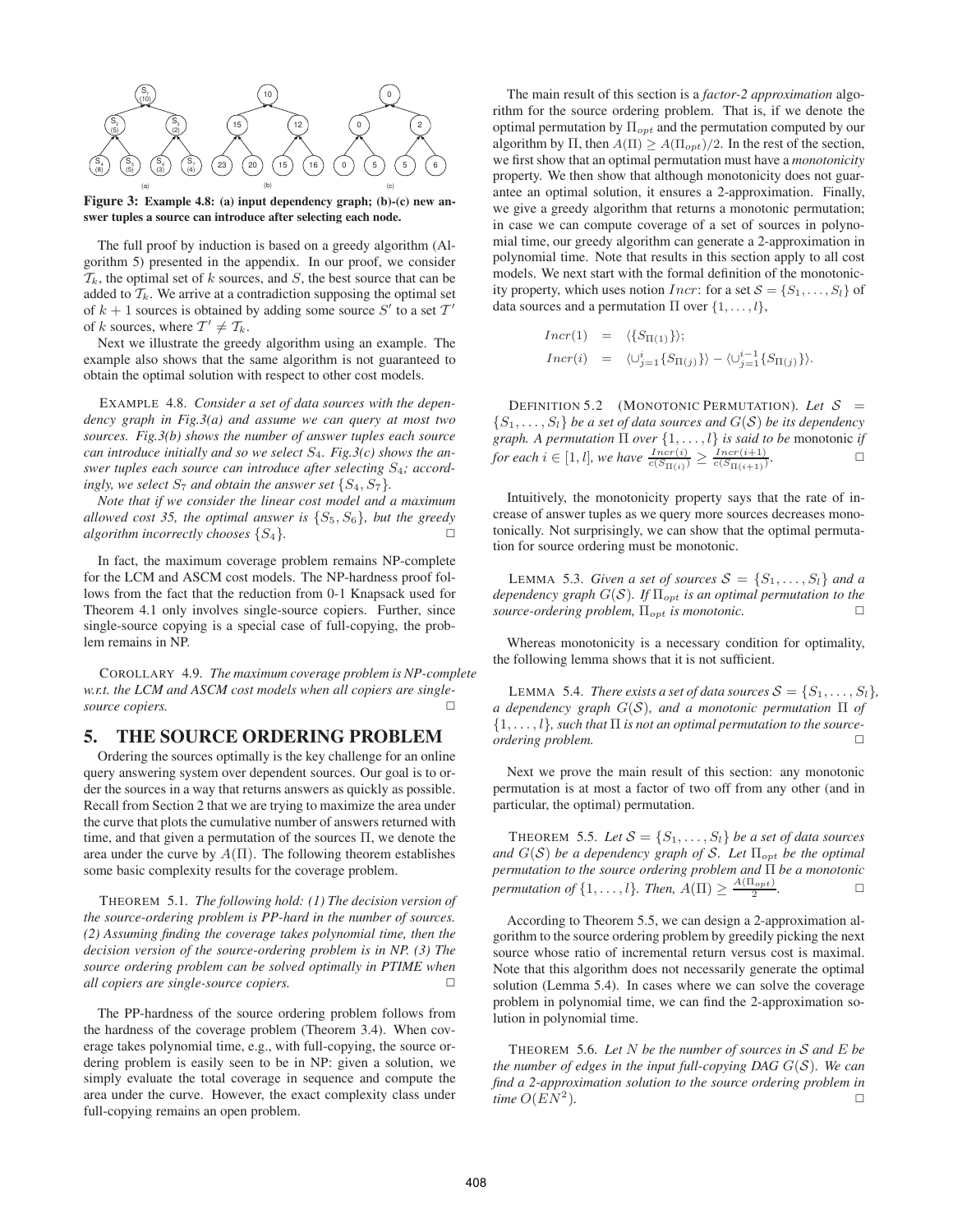Figure 3: Example 4.8: (a) input dependency graph; (b)-(c) new answer tuples a source can introduce after selecting each node.

The full proof by induction is based on a greedy algorithm (Algorithm 5) presented in the appendix. In our proof, we consider $\mathcal{T}_k$, the optimal set of $k$ sources, and $S$, the best source that can be added to $\mathcal{T}_k$. We arrive at a contradiction supposing the optimal set of $k+1$ sources is obtained by adding some source $S'$ to a set $\mathcal{T}'$ of $k$ sources, where $\mathcal{T}' \neq \mathcal{T}_k$.

Next we illustrate the greedy algorithm using an example. The example also shows that the same algorithm is not guaranteed to obtain the optimal solution with respect to other cost models.

EXAMPLE 4.8. *Consider a set of data sources with the dependency graph in Fig.3(a) and assume we can query at most two sources. Fig.3(b) shows the number of answer tuples each source can introduce initially and so we select $S_4$. Fig.3(c) shows the answer tuples each source can introduce after selecting $S_4$; accordingly, we select $S_7$ and obtain the answer set $\{S_4, S_7\}$.*

*Note that if we consider the linear cost model and a maximum allowed cost 35, the optimal answer is $\{S_5, S_6\}$, but the greedy algorithm incorrectly chooses $\{S_4\}$.* □

In fact, the maximum coverage problem remains NP-complete for the LCM and ASCM cost models. The NP-hardness proof follows from the fact that the reduction from 0-1 Knapsack used for Theorem 4.1 only involves single-source copiers. Further, since single-source copying is a special case of full-copying, the problem remains in NP.

COROLLARY 4.9. *The maximum coverage problem is NP-complete w.r.t. the LCM and ASCM cost models when all copiers are single-source copiers.* □

## 5. THE SOURCE ORDERING PROBLEM

Ordering the sources optimally is the key challenge for an online query answering system over dependent sources. Our goal is to order the sources in a way that returns answers as quickly as possible. Recall from Section 2 that we are trying to maximize the area under the curve that plots the cumulative number of answers returned with time, and that given a permutation of the sources $\Pi$, we denote the area under the curve by $A(\Pi)$. The following theorem establishes some basic complexity results for the coverage problem.

THEOREM 5.1. *The following hold: (1) The decision version of the source-ordering problem is PP-hard in the number of sources. (2) Assuming finding the coverage takes polynomial time, then the decision version of the source-ordering problem is in NP. (3) The source ordering problem can be solved optimally in PTIME when all copiers are single-source copiers.* □

The PP-hardness of the source ordering problem follows from the hardness of the coverage problem (Theorem 3.4). When coverage takes polynomial time, e.g., with full-copying, the source ordering problem is easily seen to be in NP: given a solution, we simply evaluate the total coverage in sequence and compute the area under the curve. However, the exact complexity class under full-copying remains an open problem.

The main result of this section is a *factor-2 approximation* algorithm for the source ordering problem. That is, if we denote the optimal permutation by $\Pi_{opt}$ and the permutation computed by our algorithm by $\Pi$, then $A(\Pi) \geq A(\Pi_{opt})/2$. In the rest of the section, we first show that an optimal permutation must have a *monotonicity* property. We then show that although monotonicity does not guarantee an optimal solution, it ensures a 2-approximation. Finally, we give a greedy algorithm that returns a monotonic permutation; in case we can compute coverage of a set of sources in polynomial time, our greedy algorithm can generate a 2-approximation in polynomial time. Note that results in this section apply to all cost models. We next start with the formal definition of the monotonicity property, which uses notion $Incr$: for a set $\mathcal{S} = \{S_1, \ldots, S_l\}$ of data sources and a permutation $\Pi$ over $\{1, \ldots, l\}$,

$$Incr(1) = \langle \{S_{\Pi(1)}\} \rangle;$$
$$Incr(i) = \langle \cup_{j=1}^{i} \{S_{\Pi(j)}\} \rangle - \langle \cup_{j=1}^{i-1} \{S_{\Pi(j)}\} \rangle.$$

DEFINITION 5.2 (MONOTONIC PERMUTATION). *Let $\mathcal{S} = \{S_1, \ldots, S_l\}$ be a set of data sources and $G(\mathcal{S})$ be its dependency graph. A permutation $\Pi$ over $\{1, \ldots, l\}$ is said to be* monotonic *if for each $i \in [1, l]$, we have $\frac{Incr(i)}{c(S_{\Pi(i)})} \geq \frac{Incr(i+1)}{c(S_{\Pi(i+1)})}$.* □

Intuitively, the monotonicity property says that the rate of increase of answer tuples as we query more sources decreases monotonically. Not surprisingly, we can show that the optimal permutation for source ordering must be monotonic.

LEMMA 5.3. *Given a set of sources $\mathcal{S} = \{S_1, \ldots, S_l\}$ and a dependency graph $G(\mathcal{S})$. If $\Pi_{opt}$ is an optimal permutation to the source-ordering problem, $\Pi_{opt}$ is monotonic.* □

Whereas monotonicity is a necessary condition for optimality, the following lemma shows that it is not sufficient.

LEMMA 5.4. *There exists a set of data sources $\mathcal{S} = \{S_1, \ldots, S_l\}$, a dependency graph $G(\mathcal{S})$, and a monotonic permutation $\Pi$ of $\{1, \ldots, l\}$, such that $\Pi$ is not an optimal permutation to the source-ordering problem.* □

Next we prove the main result of this section: any monotonic permutation is at most a factor of two off from any other (and in particular, the optimal) permutation.

THEOREM 5.5. *Let $\mathcal{S} = \{S_1, \ldots, S_l\}$ be a set of data sources and $G(\mathcal{S})$ be a dependency graph of $\mathcal{S}$. Let $\Pi_{opt}$ be the optimal permutation to the source ordering problem and $\Pi$ be a monotonic permutation of $\{1, \ldots, l\}$. Then, $A(\Pi) \geq \frac{A(\Pi_{opt})}{2}$.* □

According to Theorem 5.5, we can design a 2-approximation algorithm to the source ordering problem by greedily picking the next source whose ratio of incremental return versus cost is maximal. Note that this algorithm does not necessarily generate the optimal solution (Lemma 5.4). In cases where we can solve the coverage problem in polynomial time, we can find the 2-approximation solution in polynomial time.

THEOREM 5.6. *Let $N$ be the number of sources in $\mathcal{S}$ and $E$ be the number of edges in the input full-copying DAG $G(\mathcal{S})$. We can find a 2-approximation solution to the source ordering problem in time $O(EN^2)$.* □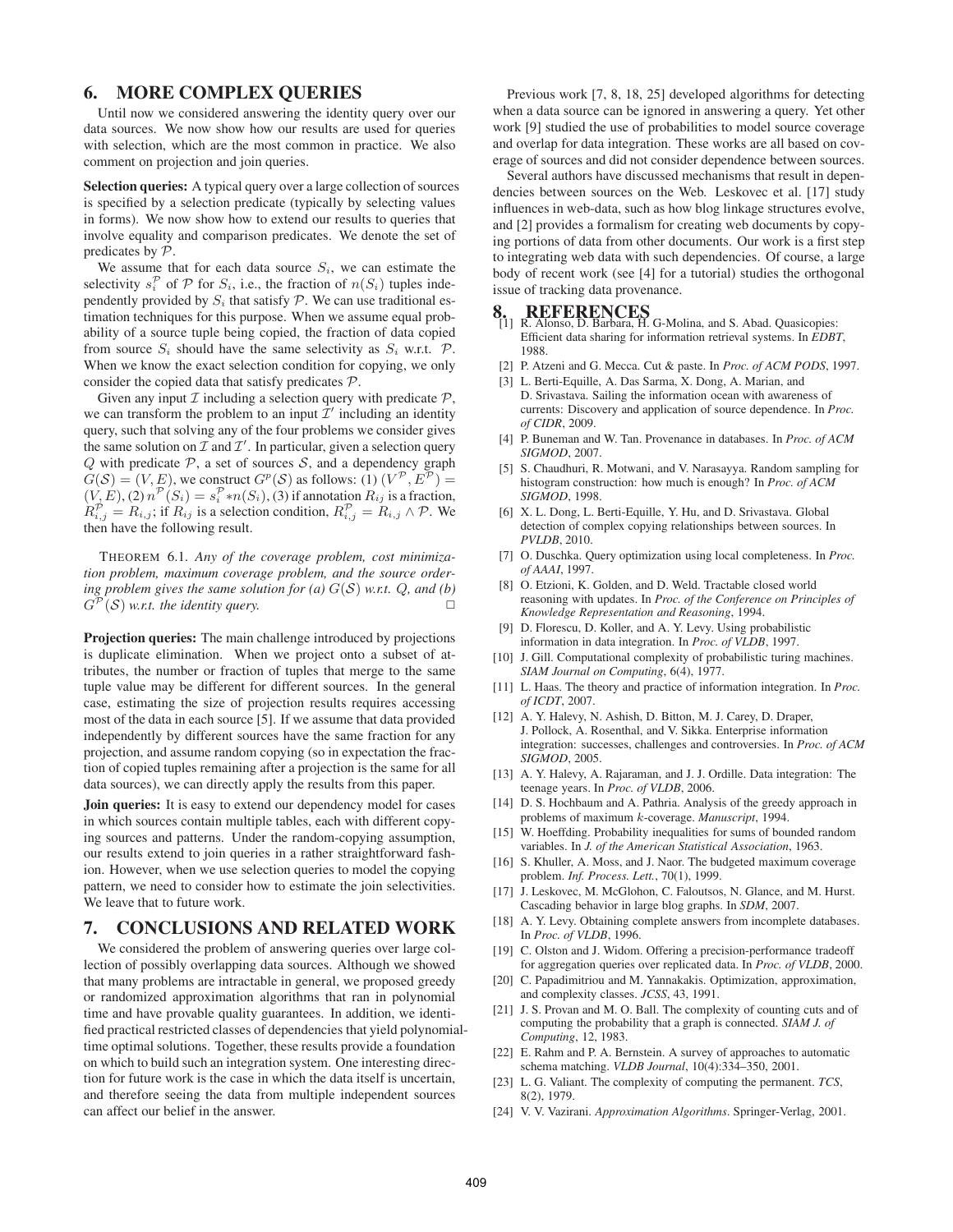## 6. MORE COMPLEX QUERIES

Until now we considered answering the identity query over our data sources. We now show how our results are used for queries with selection, which are the most common in practice. We also comment on projection and join queries.

**Selection queries:** A typical query over a large collection of sources is specified by a selection predicate (typically by selecting values in forms). We now show how to extend our results to queries that involve equality and comparison predicates. We denote the set of predicates by $\mathcal{P}$.

We assume that for each data source $S_i$, we can estimate the selectivity $s_i^{\mathcal{P}}$ of $\mathcal{P}$ for $S_i$, i.e., the fraction of $n(S_i)$ tuples independently provided by $S_i$ that satisfy $\mathcal{P}$. We can use traditional estimation techniques for this purpose. When we assume equal probability of a source tuple being copied, the fraction of data copied from source $S_i$ should have the same selectivity as $S_i$ w.r.t. $\mathcal{P}$. When we know the exact selection condition for copying, we only consider the copied data that satisfy predicates $\mathcal{P}$.

Given any input $\mathcal{I}$ including a selection query with predicate $\mathcal{P}$, we can transform the problem to an input $\mathcal{I}'$ including an identity query, such that solving any of the four problems we consider gives the same solution on $\mathcal{I}$ and $\mathcal{I}'$. In particular, given a selection query $Q$ with predicate $\mathcal{P}$, a set of sources $\mathcal{S}$, and a dependency graph $G(\mathcal{S}) = (V, E)$, we construct $G^p(\mathcal{S})$ as follows: (1) $(V^{\mathcal{P}}, E^{\mathcal{P}}) = (V, E)$, (2) $n^{\mathcal{P}}(S_i) = s_i^{\mathcal{P}} * n(S_i)$, (3) if annotation $R_{ij}$ is a fraction, $R_{i,j}^{\mathcal{P}} = R_{i,j}$; if $R_{ij}$ is a selection condition, $R_{i,j}^{\mathcal{P}} = R_{i,j} \wedge \mathcal{P}$. We then have the following result.

THEOREM 6.1. *Any of the coverage problem, cost minimization problem, maximum coverage problem, and the source ordering problem gives the same solution for (a) $G(\mathcal{S})$ w.r.t. $Q$, and (b) $G^{\mathcal{P}}(\mathcal{S})$ w.r.t. the identity query.* □

**Projection queries:** The main challenge introduced by projections is duplicate elimination. When we project onto a subset of attributes, the number or fraction of tuples that merge to the same tuple value may be different for different sources. In the general case, estimating the size of projection results requires accessing most of the data in each source [5]. If we assume that data provided independently by different sources have the same fraction for any projection, and assume random copying (so in expectation the fraction of copied tuples remaining after a projection is the same for all data sources), we can directly apply the results from this paper.

**Join queries:** It is easy to extend our dependency model for cases in which sources contain multiple tables, each with different copying sources and patterns. Under the random-copying assumption, our results extend to join queries in a rather straightforward fashion. However, when we use selection queries to model the copying pattern, we need to consider how to estimate the join selectivities. We leave that to future work.

## 7. CONCLUSIONS AND RELATED WORK

We considered the problem of answering queries over large collection of possibly overlapping data sources. Although we showed that many problems are intractable in general, we proposed greedy or randomized approximation algorithms that ran in polynomial time and have provable quality guarantees. In addition, we identified practical restricted classes of dependencies that yield polynomial-time optimal solutions. Together, these results provide a foundation on which to build such an integration system. One interesting direction for future work is the case in which the data itself is uncertain, and therefore seeing the data from multiple independent sources can affect our belief in the answer.

Previous work [7, 8, 18, 25] developed algorithms for detecting when a data source can be ignored in answering a query. Yet other work [9] studied the use of probabilities to model source coverage and overlap for data integration. These works are all based on coverage of sources and did not consider dependence between sources.

Several authors have discussed mechanisms that result in dependencies between sources on the Web. Leskovec et al. [17] study influences in web-data, such as how blog linkage structures evolve, and [2] provides a formalism for creating web documents by copying portions of data from other documents. Our work is a first step to integrating web data with such dependencies. Of course, a large body of recent work (see [4] for a tutorial) studies the orthogonal issue of tracking data provenance.

## 8. REFERENCES

[1] R. Alonso, D. Barbara, H. G-Molina, and S. Abad. Quasicopies: Efficient data sharing for information retrieval systems. In *EDBT*, 1988.

[2] P. Atzeni and G. Mecca. Cut & paste. In *Proc. of ACM PODS*, 1997.

[3] L. Berti-Equille, A. Das Sarma, X. Dong, A. Marian, and D. Srivastava. Sailing the information ocean with awareness of currents: Discovery and application of source dependence. In *Proc. of CIDR*, 2009.

[4] P. Buneman and W. Tan. Provenance in databases. In *Proc. of ACM SIGMOD*, 2007.

[5] S. Chaudhuri, R. Motwani, and V. Narasayya. Random sampling for histogram construction: how much is enough? In *Proc. of ACM SIGMOD*, 1998.

[6] X. L. Dong, L. Berti-Equille, Y. Hu, and D. Srivastava. Global detection of complex copying relationships between sources. In *PVLDB*, 2010.

[7] O. Duschka. Query optimization using local completeness. In *Proc. of AAAI*, 1997.

[8] O. Etzioni, K. Golden, and D. Weld. Tractable closed world reasoning with updates. In *Proc. of the Conference on Principles of Knowledge Representation and Reasoning*, 1994.

[9] D. Florescu, D. Koller, and A. Y. Levy. Using probabilistic information in data integration. In *Proc. of VLDB*, 1997.

[10] J. Gill. Computational complexity of probabilistic turing machines. *SIAM Journal on Computing*, 6(4), 1977.

[11] L. Haas. The theory and practice of information integration. In *Proc. of ICDT*, 2007.

[12] A. Y. Halevy, N. Ashish, D. Bitton, M. J. Carey, D. Draper, J. Pollock, A. Rosenthal, and V. Sikka. Enterprise information integration: successes, challenges and controversies. In *Proc. of ACM SIGMOD*, 2005.

[13] A. Y. Halevy, A. Rajaraman, and J. J. Ordille. Data integration: The teenage years. In *Proc. of VLDB*, 2006.

[14] D. S. Hochbaum and A. Pathria. Analysis of the greedy approach in problems of maximum $k$-coverage. *Manuscript*, 1994.

[15] W. Hoeffding. Probability inequalities for sums of bounded random variables. In *J. of the American Statistical Association*, 1963.

[16] S. Khuller, A. Moss, and J. Naor. The budgeted maximum coverage problem. *Inf. Process. Lett.*, 70(1), 1999.

[17] J. Leskovec, M. McGlohon, C. Faloutsos, N. Glance, and M. Hurst. Cascading behavior in large blog graphs. In *SDM*, 2007.

[18] A. Y. Levy. Obtaining complete answers from incomplete databases. In *Proc. of VLDB*, 1996.

[19] C. Olston and J. Widom. Offering a precision-performance tradeoff for aggregation queries over replicated data. In *Proc. of VLDB*, 2000.

[20] C. Papadimitriou and M. Yannakakis. Optimization, approximation, and complexity classes. *JCSS*, 43, 1991.

[21] J. S. Provan and M. O. Ball. The complexity of counting cuts and of computing the probability that a graph is connected. *SIAM J. of Computing*, 12, 1983.

[22] E. Rahm and P. A. Bernstein. A survey of approaches to automatic schema matching. *VLDB Journal*, 10(4):334–350, 2001.

[23] L. G. Valiant. The complexity of computing the permanent. *TCS*, 8(2), 1979.

[24] V. V. Vazirani. *Approximation Algorithms*. Springer-Verlag, 2001.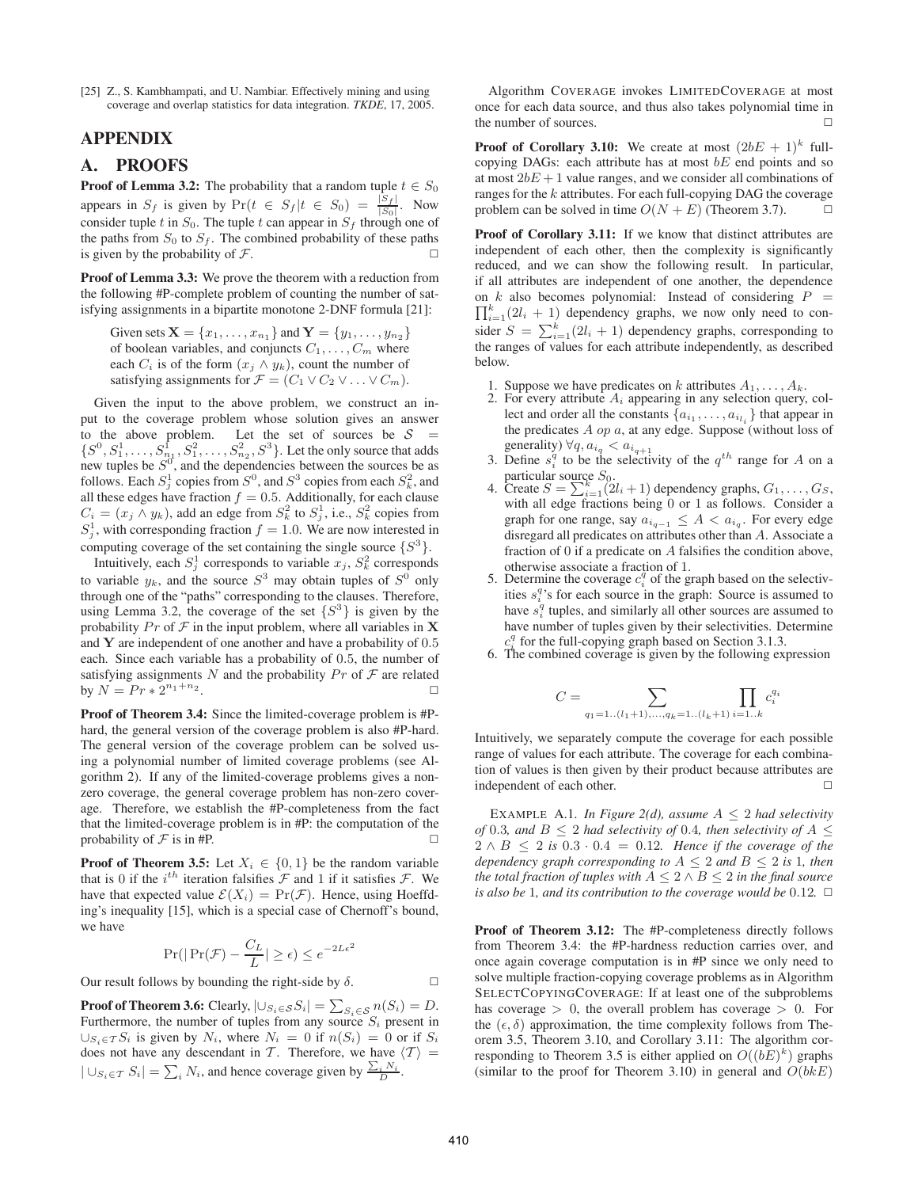[25] Z., S. Kambhampati, and U. Nambiar. Effectively mining and using coverage and overlap statistics for data integration. *TKDE*, 17, 2005.

# APPENDIX

## A. PROOFS

**Proof of Lemma 3.2:** The probability that a random tuple $t \in S_0$ appears in $S_f$ is given by $\Pr(t \in S_f | t \in S_0) = \frac{|S_f|}{|S_0|}$. Now consider tuple $t$ in $S_0$. The tuple $t$ can appear in $S_f$ through one of the paths from $S_0$ to $S_f$. The combined probability of these paths is given by the probability of $\mathcal{F}$. □

**Proof of Lemma 3.3:** We prove the theorem with a reduction from the following #P-complete problem of counting the number of satisfying assignments in a bipartite monotone 2-DNF formula [21]:

> Given sets $\mathbf{X} = \{x_1, \ldots, x_{n_1}\}$ and $\mathbf{Y} = \{y_1, \ldots, y_{n_2}\}$ of boolean variables, and conjuncts $C_1, \ldots, C_m$ where each $C_i$ is of the form $(x_j \wedge y_k)$, count the number of satisfying assignments for $\mathcal{F} = (C_1 \vee C_2 \vee \ldots \vee C_m)$.

Given the input to the above problem, we construct an input to the coverage problem whose solution gives an answer to the above problem. Let the set of sources be $\mathcal{S} = \{S^0, S^1_1, \ldots, S^1_{n_1}, S^2_1, \ldots, S^2_{n_2}, S^3\}$. Let the only source that adds new tuples be $S^0$, and the dependencies between the sources be as follows. Each $S^1_j$ copies from $S^0$, and $S^3$ copies from each $S^2_k$, and all these edges have fraction $f = 0.5$. Additionally, for each clause $C_i = (x_j \wedge y_k)$, add an edge from $S^2_k$ to $S^1_j$, i.e., $S^2_k$ copies from $S^1_j$, with corresponding fraction $f = 1.0$. We are now interested in computing coverage of the set containing the single source $\{S^3\}$.

Intuitively, each $S^1_j$ corresponds to variable $x_j$, $S^2_k$ corresponds to variable $y_k$, and the source $S^3$ may obtain tuples of $S^0$ only through one of the "paths" corresponding to the clauses. Therefore, using Lemma 3.2, the coverage of the set $\{S^3\}$ is given by the probability $Pr$ of $\mathcal{F}$ in the input problem, where all variables in $\mathbf{X}$ and $\mathbf{Y}$ are independent of one another and have a probability of 0.5 each. Since each variable has a probability of 0.5, the number of satisfying assignments $N$ and the probability $Pr$ of $\mathcal{F}$ are related by $N = Pr * 2^{n_1+n_2}$. □

**Proof of Theorem 3.4:** Since the limited-coverage problem is #P-hard, the general version of the coverage problem is also #P-hard. The general version of the coverage problem can be solved using a polynomial number of limited coverage problems (see Algorithm 2). If any of the limited-coverage problems gives a non-zero coverage, the general coverage problem has non-zero coverage. Therefore, we establish the #P-completeness from the fact that the limited-coverage problem is in #P: the computation of the probability of $\mathcal{F}$ is in #P. □

**Proof of Theorem 3.5:** Let $X_i \in \{0, 1\}$ be the random variable that is 0 if the $i^{th}$ iteration falsifies $\mathcal{F}$ and 1 if it satisfies $\mathcal{F}$. We have that expected value $\mathcal{E}(X_i) = \Pr(\mathcal{F})$. Hence, using Hoeffding's inequality [15], which is a special case of Chernoff's bound, we have

$$\Pr(|\Pr(\mathcal{F}) - \frac{C_L}{L}| \geq \epsilon) \leq e^{-2L\epsilon^2}$$

Our result follows by bounding the right-side by $\delta$. □

**Proof of Theorem 3.6:** Clearly, $|\cup_{S_i \in \mathcal{S}} S_i| = \sum_{S_i \in \mathcal{S}} n(S_i) = D$. Furthermore, the number of tuples from any source $S_i$ present in $\cup_{S_i \in \mathcal{T}} S_i$ is given by $N_i$, where $N_i = 0$ if $n(S_i) = 0$ or if $S_i$ does not have any descendant in $\mathcal{T}$. Therefore, we have $\langle \mathcal{T} \rangle = |\cup_{S_i \in \mathcal{T}} S_i| = \sum_i N_i$, and hence coverage given by $\frac{\sum_i N_i}{D}$.

Algorithm COVERAGE invokes LIMITEDCOVERAGE at most once for each data source, and thus also takes polynomial time in the number of sources. □

**Proof of Corollary 3.10:** We create at most $(2bE + 1)^k$ full-copying DAGs: each attribute has at most $bE$ end points and so at most $2bE + 1$ value ranges, and we consider all combinations of ranges for the $k$ attributes. For each full-copying DAG the coverage problem can be solved in time $O(N + E)$ (Theorem 3.7). □

**Proof of Corollary 3.11:** If we know that distinct attributes are independent of each other, then the complexity is significantly reduced, and we can show the following result. In particular, if all attributes are independent of one another, the dependence on $k$ also becomes polynomial: Instead of considering $P = \prod_{i=1}^{k}(2l_i + 1)$ dependency graphs, we now only need to consider $S = \sum_{i=1}^{k}(2l_i + 1)$ dependency graphs, corresponding to the ranges of values for each attribute independently, as described below.

1. Suppose we have predicates on $k$ attributes $A_1, \ldots, A_k$.
2. For every attribute $A_i$ appearing in any selection query, collect and order all the constants $\{a_{i_1}, \ldots, a_{i_{l_i}}\}$ that appear in the predicates $A$ $op$ $a$, at any edge. Suppose (without loss of generality) $\forall q, a_{i_q} < a_{i_{q+1}}$
3. Define $s^q_i$ to be the selectivity of the $q^{th}$ range for $A$ on a particular source $S_0$.
4. Create $S = \sum_{i=1}^{k}(2l_i + 1)$ dependency graphs, $G_1, \ldots, G_S$, with all edge fractions being 0 or 1 as follows. Consider a graph for one range, say $a_{i_{q-1}} \leq A < a_{i_q}$. For every edge disregard all predicates on attributes other than $A$. Associate a fraction of 0 if a predicate on $A$ falsifies the condition above, otherwise associate a fraction of 1.
5. Determine the coverage $c^q_i$ of the graph based on the selectivities $s^q_i$'s for each source in the graph: Source is assumed to have $s^q_i$ tuples, and similarly all other sources are assumed to have number of tuples given by their selectivities. Determine $c^q_i$ for the full-copying graph based on Section 3.1.3.
6. The combined coverage is given by the following expression

$$C = \sum_{q_1=1..(l_1+1),\ldots,q_k=1..(l_k+1)} \prod_{i=1..k} c^{q_i}_i$$

Intuitively, we separately compute the coverage for each possible range of values for each attribute. The coverage for each combination of values is then given by their product because attributes are independent of each other. □

EXAMPLE A.1. *In Figure 2(d), assume $A \leq 2$ had selectivity of 0.3, and $B \leq 2$ had selectivity of 0.4, then selectivity of $A \leq 2 \wedge B \leq 2$ is $0.3 \cdot 0.4 = 0.12$. Hence if the coverage of the dependency graph corresponding to $A \leq 2$ and $B \leq 2$ is 1, then the total fraction of tuples with $A \leq 2 \wedge B \leq 2$ in the final source is also be 1, and its contribution to the coverage would be 0.12.* □

**Proof of Theorem 3.12:** The #P-completeness directly follows from Theorem 3.4: the #P-hardness reduction carries over, and once again coverage computation is in #P since we only need to solve multiple fraction-copying coverage problems as in Algorithm SELECTCOPYINGCOVERAGE: If at least one of the subproblems has coverage $> 0$, the overall problem has coverage $> 0$. For the $(\epsilon, \delta)$ approximation, the time complexity follows from Theorem 3.5, Theorem 3.10, and Corollary 3.11: The algorithm corresponding to Theorem 3.5 is either applied on $O((bE)^k)$ graphs (similar to the proof for Theorem 3.10) in general and $O(bkE)$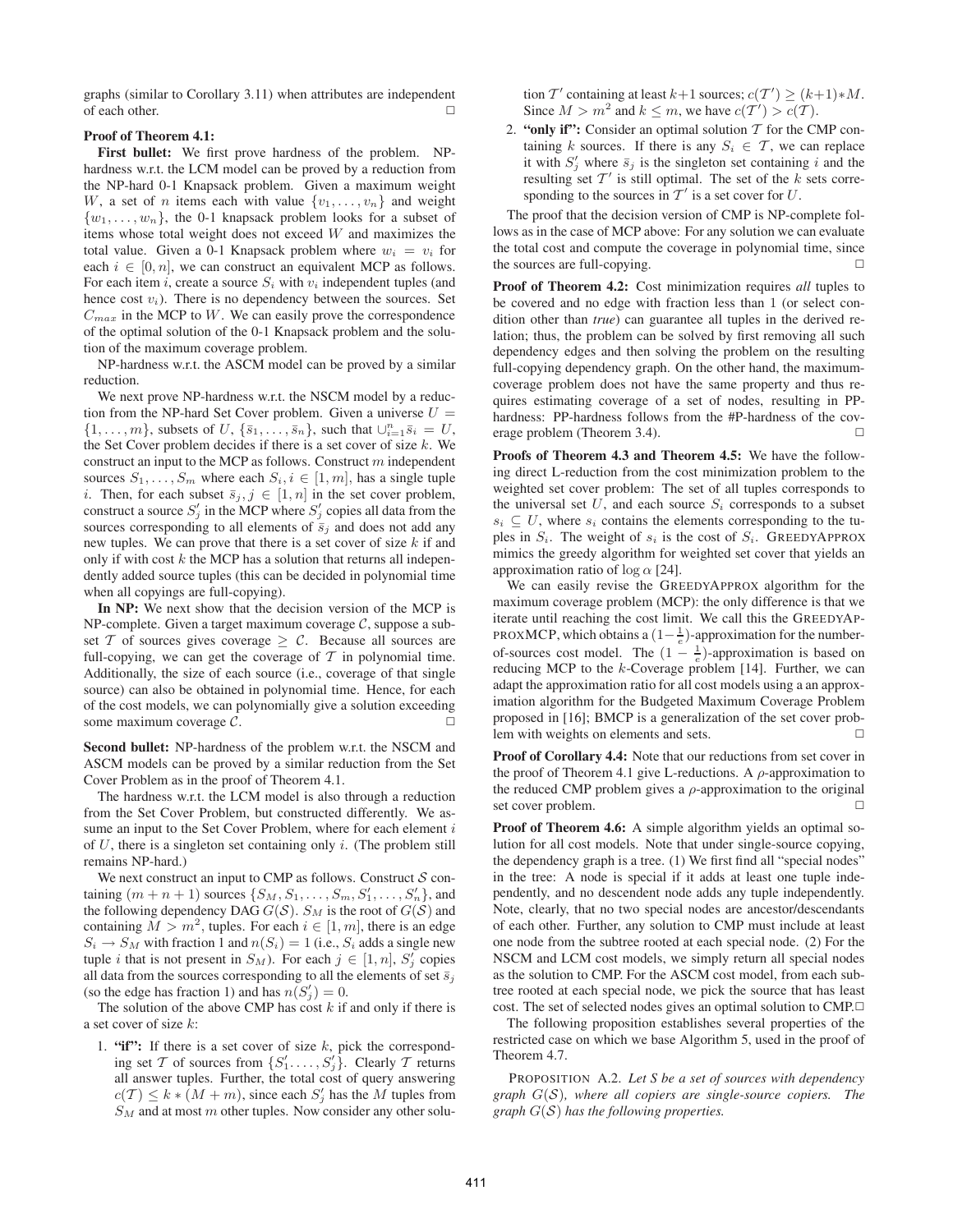graphs (similar to Corollary 3.11) when attributes are independent of each other. □

**Proof of Theorem 4.1:**

**First bullet:** We first prove hardness of the problem. NP-hardness w.r.t. the LCM model can be proved by a reduction from the NP-hard 0-1 Knapsack problem. Given a maximum weight $W$, a set of $n$ items each with value $\{v_1, \dots, v_n\}$ and weight $\{w_1, \dots, w_n\}$, the 0-1 knapsack problem looks for a subset of items whose total weight does not exceed $W$ and maximizes the total value. Given a 0-1 Knapsack problem where $w_i = v_i$ for each $i \in [0, n]$, we can construct an equivalent MCP as follows. For each item $i$, create a source $S_i$ with $v_i$ independent tuples (and hence cost $v_i$). There is no dependency between the sources. Set $C_{max}$ in the MCP to $W$. We can easily prove the correspondence of the optimal solution of the 0-1 Knapsack problem and the solution of the maximum coverage problem.

NP-hardness w.r.t. the ASCM model can be proved by a similar reduction.

We next prove NP-hardness w.r.t. the NSCM model by a reduction from the NP-hard Set Cover problem. Given a universe $U = \{1, \dots, m\}$, subsets of $U$, $\{\bar{s}_1, \dots, \bar{s}_n\}$, such that $\cup_{i=1}^{n} \bar{s}_i = U$, the Set Cover problem decides if there is a set cover of size $k$. We construct an input to the MCP as follows. Construct $m$ independent sources $S_1, \dots, S_m$ where each $S_i, i \in [1, m]$, has a single tuple $i$. Then, for each subset $\bar{s}_j, j \in [1, n]$ in the set cover problem, construct a source $S'_j$ in the MCP where $S'_j$ copies all data from the sources corresponding to all elements of $\bar{s}_j$ and does not add any new tuples. We can prove that there is a set cover of size $k$ if and only if with cost $k$ the MCP has a solution that returns all independently added source tuples (this can be decided in polynomial time when all copyings are full-copying).

**In NP:** We next show that the decision version of the MCP is NP-complete. Given a target maximum coverage $\mathcal{C}$, suppose a subset $\mathcal{T}$ of sources gives coverage $\geq \mathcal{C}$. Because all sources are full-copying, we can get the coverage of $\mathcal{T}$ in polynomial time. Additionally, the size of each source (i.e., coverage of that single source) can also be obtained in polynomial time. Hence, for each of the cost models, we can polynomially give a solution exceeding some maximum coverage $\mathcal{C}$. □

**Second bullet:** NP-hardness of the problem w.r.t. the NSCM and ASCM models can be proved by a similar reduction from the Set Cover Problem as in the proof of Theorem 4.1.

The hardness w.r.t. the LCM model is also through a reduction from the Set Cover Problem, but constructed differently. We assume an input to the Set Cover Problem, where for each element $i$ of $U$, there is a singleton set containing only $i$. (The problem still remains NP-hard.)

We next construct an input to CMP as follows. Construct $\mathcal{S}$ containing $(m + n + 1)$ sources $\{S_M, S_1, \dots, S_m, S'_1, \dots, S'_n\}$, and the following dependency DAG $G(\mathcal{S})$. $S_M$ is the root of $G(\mathcal{S})$ and containing $M > m^2$, tuples. For each $i \in [1, m]$, there is an edge $S_i \rightarrow S_M$ with fraction 1 and $n(S_i) = 1$ (i.e., $S_i$ adds a single new tuple $i$ that is not present in $S_M$). For each $j \in [1, n]$, $S'_j$ copies all data from the sources corresponding to all the elements of set $\bar{s}_j$ (so the edge has fraction 1) and has $n(S'_j) = 0$.

The solution of the above CMP has cost $k$ if and only if there is a set cover of size $k$:

1. **"if":** If there is a set cover of size $k$, pick the corresponding set $\mathcal{T}$ of sources from $\{S'_1, \dots, S'_j\}$. Clearly $\mathcal{T}$ returns all answer tuples. Further, the total cost of query answering $c(\mathcal{T}) \leq k * (M + m)$, since each $S'_j$ has the $M$ tuples from $S_M$ and at most $m$ other tuples. Now consider any other solution $\mathcal{T}'$ containing at least $k+1$ sources; $c(\mathcal{T}') \geq (k+1) * M$. Since $M > m^2$ and $k \leq m$, we have $c(\mathcal{T}') > c(\mathcal{T})$.
2. **"only if":** Consider an optimal solution $\mathcal{T}$ for the CMP containing $k$ sources. If there is any $S_i \in \mathcal{T}$, we can replace it with $S'_j$ where $\bar{s}_j$ is the singleton set containing $i$ and the resulting set $\mathcal{T}'$ is still optimal. The set of the $k$ sets corresponding to the sources in $\mathcal{T}'$ is a set cover for $U$.

The proof that the decision version of CMP is NP-complete follows as in the case of MCP above: For any solution we can evaluate the total cost and compute the coverage in polynomial time, since the sources are full-copying. □

**Proof of Theorem 4.2:** Cost minimization requires *all* tuples to be covered and no edge with fraction less than 1 (or select condition other than *true*) can guarantee all tuples in the derived relation; thus, the problem can be solved by first removing all such dependency edges and then solving the problem on the resulting full-copying dependency graph. On the other hand, the maximum-coverage problem does not have the same property and thus requires estimating coverage of a set of nodes, resulting in PP-hardness: PP-hardness follows from the #P-hardness of the coverage problem (Theorem 3.4). □

**Proofs of Theorem 4.3 and Theorem 4.5:** We have the following direct L-reduction from the cost minimization problem to the weighted set cover problem: The set of all tuples corresponds to the universal set $U$, and each source $S_i$ corresponds to a subset $s_i \subseteq U$, where $s_i$ contains the elements corresponding to the tuples in $S_i$. The weight of $s_i$ is the cost of $S_i$. GREEDYAPPROX mimics the greedy algorithm for weighted set cover that yields an approximation ratio of $\log \alpha$ [24].

We can easily revise the GREEDYAPPROX algorithm for the maximum coverage problem (MCP): the only difference is that we iterate until reaching the cost limit. We call this the GREEDYAPPROXMCP, which obtains a $(1 - \frac{1}{e})$-approximation for the number-of-sources cost model. The $(1 - \frac{1}{e})$-approximation is based on reducing MCP to the $k$-Coverage problem [14]. Further, we can adapt the approximation ratio for all cost models using a an approximation algorithm for the Budgeted Maximum Coverage Problem proposed in [16]; BMCP is a generalization of the set cover problem with weights on elements and sets. □

**Proof of Corollary 4.4:** Note that our reductions from set cover in the proof of Theorem 4.1 give L-reductions. A $\rho$-approximation to the reduced CMP problem gives a $\rho$-approximation to the original set cover problem. □

**Proof of Theorem 4.6:** A simple algorithm yields an optimal solution for all cost models. Note that under single-source copying, the dependency graph is a tree. (1) We first find all "special nodes" in the tree: A node is special if it adds at least one tuple independently, and no descendent node adds any tuple independently. Note, clearly, that no two special nodes are ancestor/descendants of each other. Further, any solution to CMP must include at least one node from the subtree rooted at each special node. (2) For the NSCM and LCM cost models, we simply return all special nodes as the solution to CMP. For the ASCM cost model, from each subtree rooted at each special node, we pick the source that has least cost. The set of selected nodes gives an optimal solution to CMP. □

The following proposition establishes several properties of the restricted case on which we base Algorithm 5, used in the proof of Theorem 4.7.

PROPOSITION A.2. *Let S be a set of sources with dependency graph $G(\mathcal{S})$, where all copiers are single-source copiers. The graph $G(\mathcal{S})$ has the following properties.*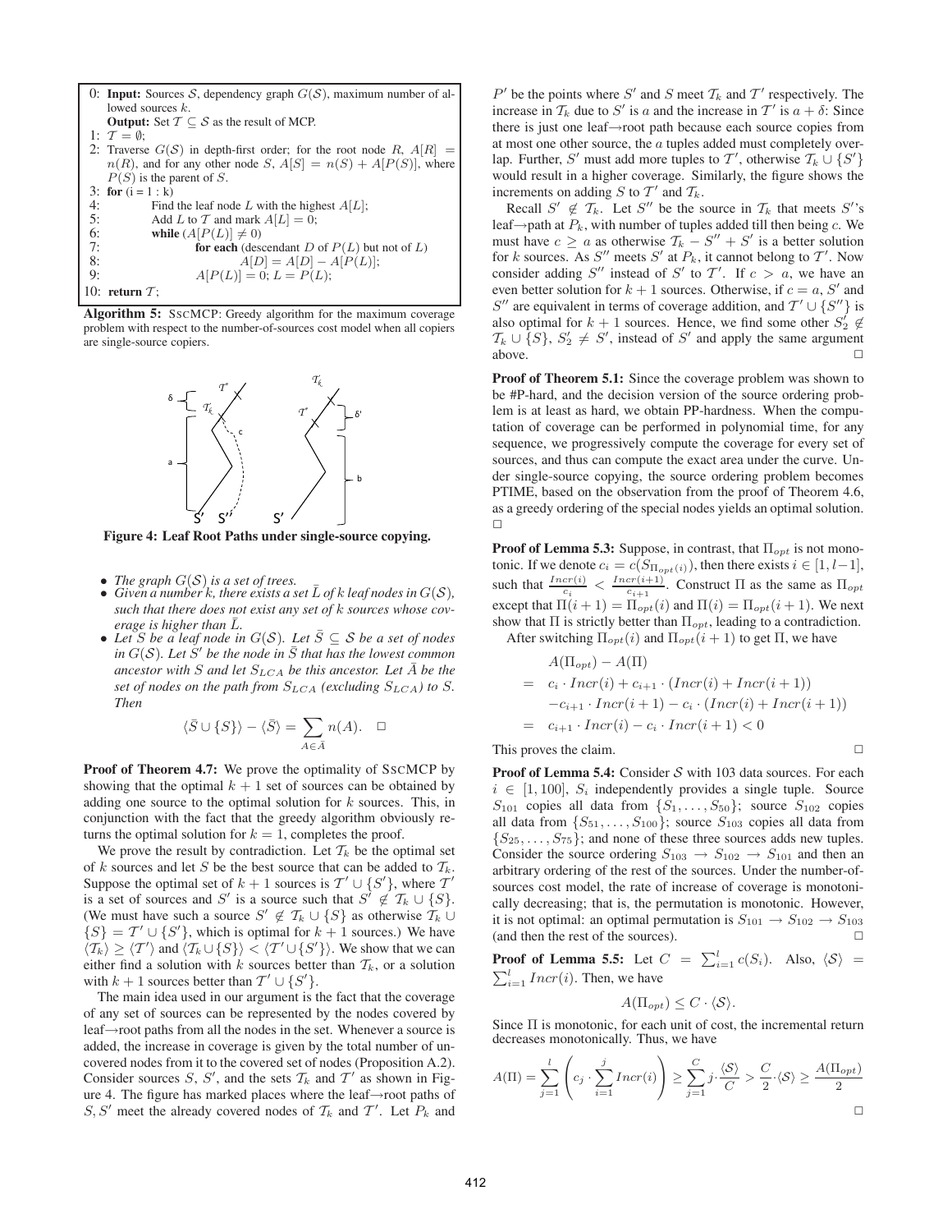0: **Input:** Sources $\mathcal{S}$, dependency graph $G(\mathcal{S})$, maximum number of allowed sources $k$.
**Output:** Set $\mathcal{T} \subseteq \mathcal{S}$ as the result of MCP.
1: $\mathcal{T} = \emptyset$;
2: Traverse $G(\mathcal{S})$ in depth-first order; for the root node $R$, $A[R] = n(R)$, and for any other node $S$, $A[S] = n(S) + A[P(S)]$, where $P(S)$ is the parent of $S$.
3: **for** (i = 1 : k)
4: Find the leaf node $L$ with the highest $A[L]$;
5: Add $L$ to $\mathcal{T}$ and mark $A[L] = 0$;
6: **while** $(A[P(L)] \neq 0)$
7: **for each** (descendant $D$ of $P(L)$ but not of $L$)
8: $A[D] = A[D] - A[P(L)]$;
9: $A[P(L)] = 0$; $L = P(L)$;
10: **return** $\mathcal{T}$;

**Algorithm 5:** SSCMCP: Greedy algorithm for the maximum coverage problem with respect to the number-of-sources cost model when all copiers are single-source copiers.

δ
a
c
b
δ'
$\mathcal{T}'$
$\mathcal{T}_k$
S' S'' S'

**Figure 4: Leaf Root Paths under single-source copying.**

- *The graph $G(\mathcal{S})$ is a set of trees.*
- *Given a number $k$, there exists a set $\bar{L}$ of $k$ leaf nodes in $G(\mathcal{S})$, such that there does not exist any set of $k$ sources whose coverage is higher than $\bar{L}$.*
- *Let $S$ be a leaf node in $G(\mathcal{S})$. Let $\bar{S} \subseteq \mathcal{S}$ be a set of nodes in $G(\mathcal{S})$. Let $S'$ be the node in $\bar{S}$ that has the lowest common ancestor with $S$ and let $S_{LCA}$ be this ancestor. Let $\bar{A}$ be the set of nodes on the path from $S_{LCA}$ (excluding $S_{LCA}$) to $S$. Then*

$$\langle \bar{S} \cup \{S\} \rangle - \langle \bar{S} \rangle = \sum_{A \in \bar{A}} n(A). \quad \square$$

**Proof of Theorem 4.7:** We prove the optimality of SSCMCP by showing that the optimal $k+1$ set of sources can be obtained by adding one source to the optimal solution for $k$ sources. This, in conjunction with the fact that the greedy algorithm obviously returns the optimal solution for $k = 1$, completes the proof.

We prove the result by contradiction. Let $\mathcal{T}_k$ be the optimal set of $k$ sources and let $S$ be the best source that can be added to $\mathcal{T}_k$. Suppose the optimal set of $k+1$ sources is $\mathcal{T}' \cup \{S'\}$, where $\mathcal{T}'$ is a set of sources and $S'$ is a source such that $S' \notin \mathcal{T}_k \cup \{S\}$. (We must have such a source $S' \notin \mathcal{T}_k \cup \{S\}$ as otherwise $\mathcal{T}_k \cup \{S\} = \mathcal{T}' \cup \{S'\}$, which is optimal for $k+1$ sources.) We have $\langle \mathcal{T}_k \rangle \geq \langle \mathcal{T}' \rangle$ and $\langle \mathcal{T}_k \cup \{S\} \rangle < \langle \mathcal{T}' \cup \{S'\} \rangle$. We show that we can either find a solution with $k$ sources better than $\mathcal{T}_k$, or a solution with $k+1$ sources better than $\mathcal{T}' \cup \{S'\}$.

The main idea used in our argument is the fact that the coverage of any set of sources can be represented by the nodes covered by leaf→root paths from all the nodes in the set. Whenever a source is added, the increase in coverage is given by the total number of uncovered nodes from it to the covered set of nodes (Proposition A.2). Consider sources $S$, $S'$, and the sets $\mathcal{T}_k$ and $\mathcal{T}'$ as shown in Figure 4. The figure has marked places where the leaf→root paths of $S, S'$ meet the already covered nodes of $\mathcal{T}_k$ and $\mathcal{T}'$. Let $P_k$ and $P'$ be the points where $S'$ and $S$ meet $\mathcal{T}_k$ and $\mathcal{T}'$ respectively. The increase in $\mathcal{T}_k$ due to $S'$ is $a$ and the increase in $\mathcal{T}'$ is $a + \delta$: Since there is just one leaf→root path because each source copies from at most one other source, the $a$ tuples added must completely overlap. Further, $S'$ must add more tuples to $\mathcal{T}'$, otherwise $\mathcal{T}_k \cup \{S'\}$ would result in a higher coverage. Similarly, the figure shows the increments on adding $S$ to $\mathcal{T}'$ and $\mathcal{T}_k$.

Recall $S' \notin \mathcal{T}_k$. Let $S''$ be the source in $\mathcal{T}_k$ that meets $S'$'s leaf→path at $P_k$, with number of tuples added till then being $c$. We must have $c \geq a$ as otherwise $\mathcal{T}_k - S'' + S'$ is a better solution for $k$ sources. As $S''$ meets $S'$ at $P_k$, it cannot belong to $\mathcal{T}'$. Now consider adding $S''$ instead of $S'$ to $\mathcal{T}'$. If $c > a$, we have an even better solution for $k+1$ sources. Otherwise, if $c = a$, $S'$ and $S''$ are equivalent in terms of coverage addition, and $\mathcal{T}' \cup \{S''\}$ is also optimal for $k+1$ sources. Hence, we find some other $S'_2 \notin \mathcal{T}_k \cup \{S\}$, $S'_2 \neq S'$, instead of $S'$ and apply the same argument above. $\square$

**Proof of Theorem 5.1:** Since the coverage problem was shown to be #P-hard, and the decision version of the source ordering problem is at least as hard, we obtain PP-hardness. When the computation of coverage can be performed in polynomial time, for any sequence, we progressively compute the coverage for every set of sources, and thus can compute the exact area under the curve. Under single-source copying, the source ordering problem becomes PTIME, based on the observation from the proof of Theorem 4.6, as a greedy ordering of the special nodes yields an optimal solution. $\square$

**Proof of Lemma 5.3:** Suppose, in contrast, that $\Pi_{opt}$ is not monotonic. If we denote $c_i = c(S_{\Pi_{opt}(i)})$, then there exists $i \in [1, l-1]$, such that $\frac{Incr(i)}{c_i} < \frac{Incr(i+1)}{c_{i+1}}$. Construct $\Pi$ as the same as $\Pi_{opt}$ except that $\Pi(i+1) = \Pi_{opt}(i)$ and $\Pi(i) = \Pi_{opt}(i+1)$. We next show that $\Pi$ is strictly better than $\Pi_{opt}$, leading to a contradiction.

After switching $\Pi_{opt}(i)$ and $\Pi_{opt}(i+1)$ to get $\Pi$, we have

$$\begin{aligned}
& A(\Pi_{opt}) - A(\Pi) \\
= \;& c_i \cdot Incr(i) + c_{i+1} \cdot (Incr(i) + Incr(i+1)) \\
& - c_{i+1} \cdot Incr(i+1) - c_i \cdot (Incr(i) + Incr(i+1)) \\
= \;& c_{i+1} \cdot Incr(i) - c_i \cdot Incr(i+1) < 0
\end{aligned}$$

This proves the claim. $\square$

**Proof of Lemma 5.4:** Consider $\mathcal{S}$ with 103 data sources. For each $i \in [1, 100]$, $S_i$ independently provides a single tuple. Source $S_{101}$ copies all data from $\{S_1, \ldots, S_{50}\}$; source $S_{102}$ copies all data from $\{S_{51}, \ldots, S_{100}\}$; source $S_{103}$ copies all data from $\{S_{25}, \ldots, S_{75}\}$; and none of these three sources adds new tuples. Consider the source ordering $S_{103} \rightarrow S_{102} \rightarrow S_{101}$ and then an arbitrary ordering of the rest of the sources. Under the number-of-sources cost model, the rate of increase of coverage is monotonically decreasing; that is, the permutation is monotonic. However, it is not optimal: an optimal permutation is $S_{101} \rightarrow S_{102} \rightarrow S_{103}$ (and then the rest of the sources). $\square$

**Proof of Lemma 5.5:** Let $C = \sum_{i=1}^{l} c(S_i)$. Also, $\langle \mathcal{S} \rangle = \sum_{i=1}^{l} Incr(i)$. Then, we have

$$A(\Pi_{opt}) \leq C \cdot \langle \mathcal{S} \rangle.$$

Since $\Pi$ is monotonic, for each unit of cost, the incremental return decreases monotonically. Thus, we have

$$A(\Pi) = \sum_{j=1}^{l} \left( c_j \cdot \sum_{i=1}^{j} Incr(i) \right) \geq \sum_{j=1}^{C} j \cdot \frac{\langle \mathcal{S} \rangle}{C} > \frac{C}{2} \cdot \langle \mathcal{S} \rangle \geq \frac{A(\Pi_{opt})}{2}$$

$\square$